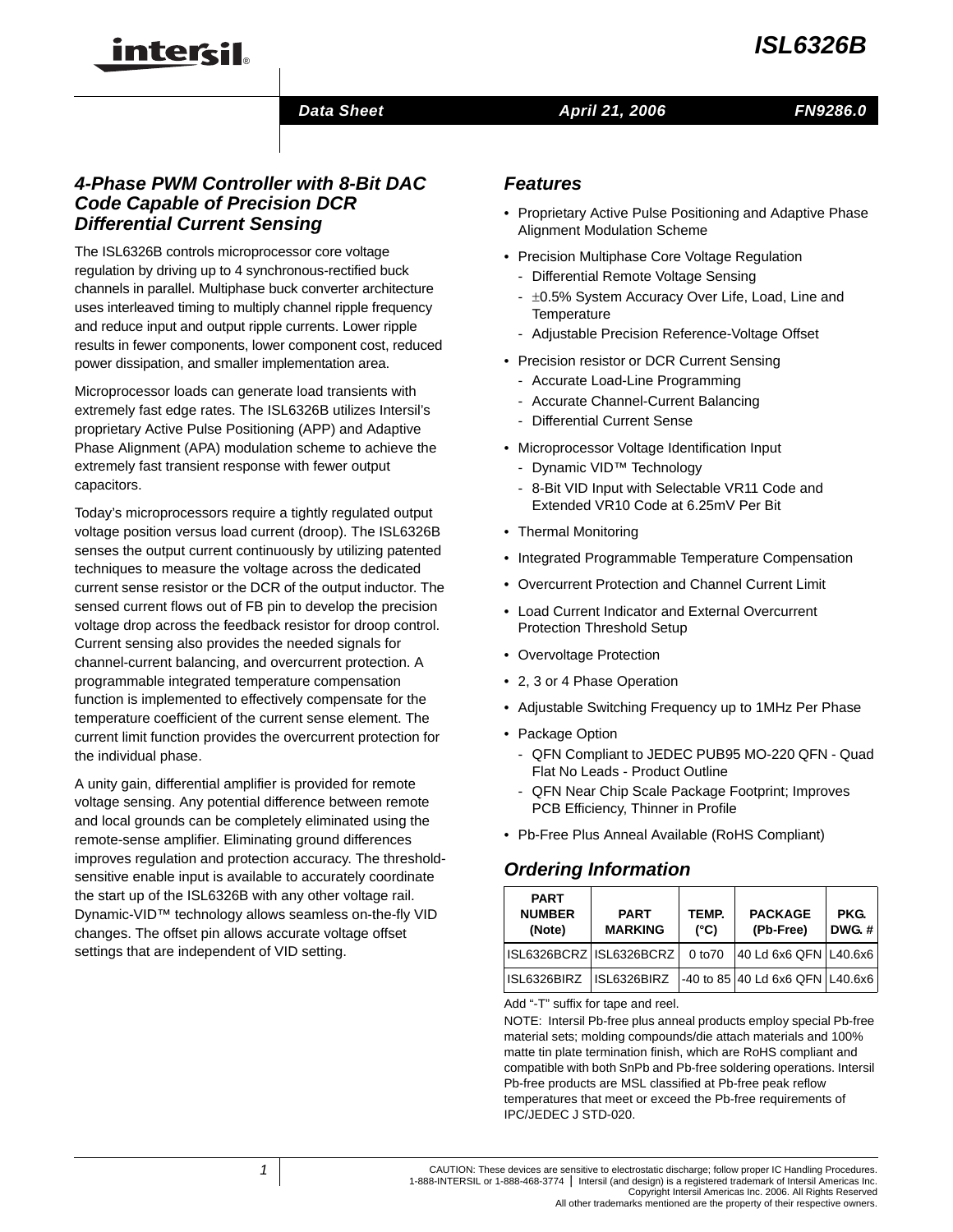# ISL6326B

Data Sheet | April 21, 2006 | FN9286.0

## 4-Phase PWM Controller with 8-Bit DAC Code Capable of Precision DCR Differential Current Sensing

The ISL6326B controls microprocessor core voltage regulation by driving up to 4 synchronous-rectified buck channels in parallel. Multiphase buck converter architecture uses interleaved timing to multiply channel ripple frequency and reduce input and output ripple currents. Lower ripple results in fewer components, lower component cost, reduced power dissipation, and smaller implementation area.

Microprocessor loads can generate load transients with extremely fast edge rates. The ISL6326B utilizes Intersil's proprietary Active Pulse Positioning (APP) and Adaptive Phase Alignment (APA) modulation scheme to achieve the extremely fast transient response with fewer output capacitors.

Today's microprocessors require a tightly regulated output voltage position versus load current (droop). The ISL6326B senses the output current continuously by utilizing patented techniques to measure the voltage across the dedicated current sense resistor or the DCR of the output inductor. The sensed current flows out of FB pin to develop the precision voltage drop across the feedback resistor for droop control. Current sensing also provides the needed signals for channel-current balancing, and overcurrent protection. A programmable integrated temperature compensation function is implemented to effectively compensate for the temperature coefficient of the current sense element. The current limit function provides the overcurrent protection for the individual phase.

A unity gain, differential amplifier is provided for remote voltage sensing. Any potential difference between remote and local grounds can be completely eliminated using the remote-sense amplifier. Eliminating ground differences improves regulation and protection accuracy. The threshold-sensitive enable input is available to accurately coordinate the start up of the ISL6326B with any other voltage rail. Dynamic-VID™ technology allows seamless on-the-fly VID changes. The offset pin allows accurate voltage offset settings that are independent of VID setting.

## Features

- Proprietary Active Pulse Positioning and Adaptive Phase Alignment Modulation Scheme
- Precision Multiphase Core Voltage Regulation
  - Differential Remote Voltage Sensing
  - ±0.5% System Accuracy Over Life, Load, Line and Temperature
  - Adjustable Precision Reference-Voltage Offset
- Precision resistor or DCR Current Sensing
  - Accurate Load-Line Programming
  - Accurate Channel-Current Balancing
  - Differential Current Sense
- Microprocessor Voltage Identification Input
  - Dynamic VID™ Technology
  - 8-Bit VID Input with Selectable VR11 Code and Extended VR10 Code at 6.25mV Per Bit
- Thermal Monitoring
- Integrated Programmable Temperature Compensation
- Overcurrent Protection and Channel Current Limit
- Load Current Indicator and External Overcurrent Protection Threshold Setup
- Overvoltage Protection
- 2, 3 or 4 Phase Operation
- Adjustable Switching Frequency up to 1MHz Per Phase
- Package Option
  - QFN Compliant to JEDEC PUB95 MO-220 QFN - Quad Flat No Leads - Product Outline
  - QFN Near Chip Scale Package Footprint; Improves PCB Efficiency, Thinner in Profile
- Pb-Free Plus Anneal Available (RoHS Compliant)

## Ordering Information

| PART NUMBER (Note) | PART MARKING | TEMP. (°C) | PACKAGE (Pb-Free) | PKG. DWG. # |
|---|---|---|---|---|
| ISL6326BCRZ | ISL6326BCRZ | 0 to70 | 40 Ld 6x6 QFN | L40.6x6 |
| ISL6326BIRZ | ISL6326BIRZ | -40 to 85 | 40 Ld 6x6 QFN | L40.6x6 |

Add "-T" suffix for tape and reel.

NOTE: Intersil Pb-free plus anneal products employ special Pb-free material sets; molding compounds/die attach materials and 100% matte tin plate termination finish, which are RoHS compliant and compatible with both SnPb and Pb-free soldering operations. Intersil Pb-free products are MSL classified at Pb-free peak reflow temperatures that meet or exceed the Pb-free requirements of IPC/JEDEC J STD-020.

CAUTION: These devices are sensitive to electrostatic discharge; follow proper IC Handling Procedures. 1-888-INTERSIL or 1-888-468-3774 | Intersil (and design) is a registered trademark of Intersil Americas Inc. Copyright Intersil Americas Inc. 2006. All Rights Reserved. All other trademarks mentioned are the property of their respective owners.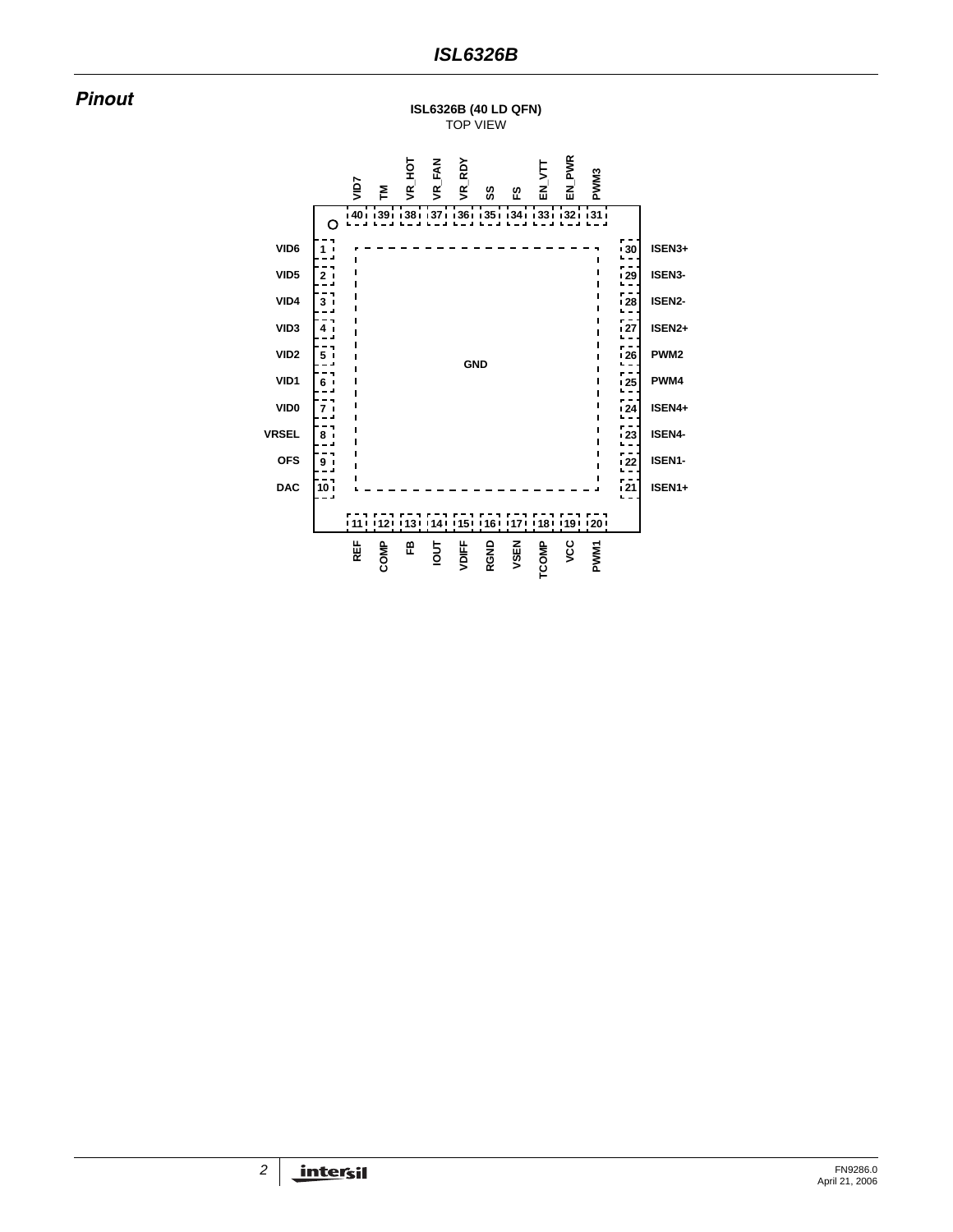## Pinout

**ISL6326B (40 LD QFN)**
TOP VIEW

| Pin | Name | Pin | Name |
|---|---|---|---|
| 1 | VID6 | 21 | ISEN1+ |
| 2 | VID5 | 22 | ISEN1- |
| 3 | VID4 | 23 | ISEN4- |
| 4 | VID3 | 24 | ISEN4+ |
| 5 | VID2 | 25 | PWM4 |
| 6 | VID1 | 26 | PWM2 |
| 7 | VID0 | 27 | ISEN2+ |
| 8 | VRSEL | 28 | ISEN2- |
| 9 | OFS | 29 | ISEN3- |
| 10 | DAC | 30 | ISEN3+ |
| 11 | REF | 31 | PWM3 |
| 12 | COMP | 32 | EN_PWR |
| 13 | FB | 33 | EN_VTT |
| 14 | IOUT | 34 | FS |
| 15 | VDIFF | 35 | SS |
| 16 | RGND | 36 | VR_RDY |
| 17 | VSEN | 37 | VR_FAN |
| 18 | TCOMP | 38 | VR_HOT |
| 19 | VCC | 39 | TM |
| 20 | PWM1 | 40 | VID7 |

GND (exposed pad)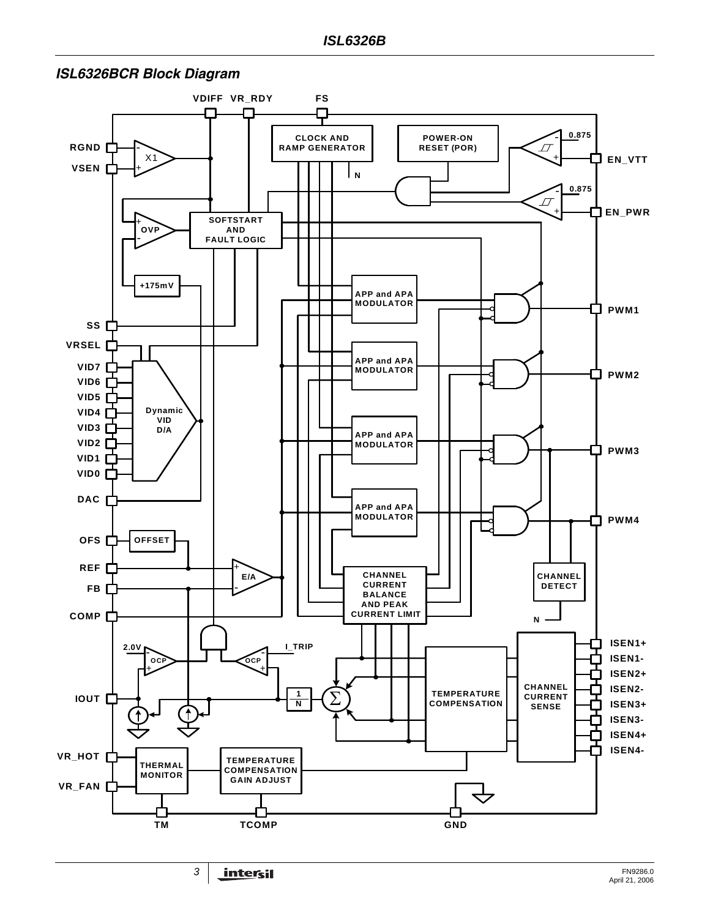## ISL6326BCR Block Diagram

VDIFF VR_RDY FS

CLOCK AND RAMP GENERATOR

POWER-ON RESET (POR)

0.875

EN_VTT

0.875

EN_PWR

RGND

VSEN

X1

N

OVP

SOFTSTART AND FAULT LOGIC

+175mV

APP and APA MODULATOR

PWM1

SS

VRSEL

APP and APA MODULATOR

PWM2

VID7
VID6
VID5
VID4
VID3
VID2
VID1
VID0

Dynamic VID D/A

APP and APA MODULATOR

PWM3

DAC

APP and APA MODULATOR

PWM4

OFS

OFFSET

REF

FB

E/A

CHANNEL CURRENT BALANCE AND PEAK CURRENT LIMIT

CHANNEL DETECT

COMP

N

2.0V

OCP

OCP

I_TRIP

ISEN1+
ISEN1-
ISEN2+
ISEN2-
ISEN3+
ISEN3-
ISEN4+
ISEN4-

IOUT

1/N

Σ

TEMPERATURE COMPENSATION

CHANNEL CURRENT SENSE

VR_HOT

VR_FAN

THERMAL MONITOR

TEMPERATURE COMPENSATION GAIN ADJUST

TM TCOMP GND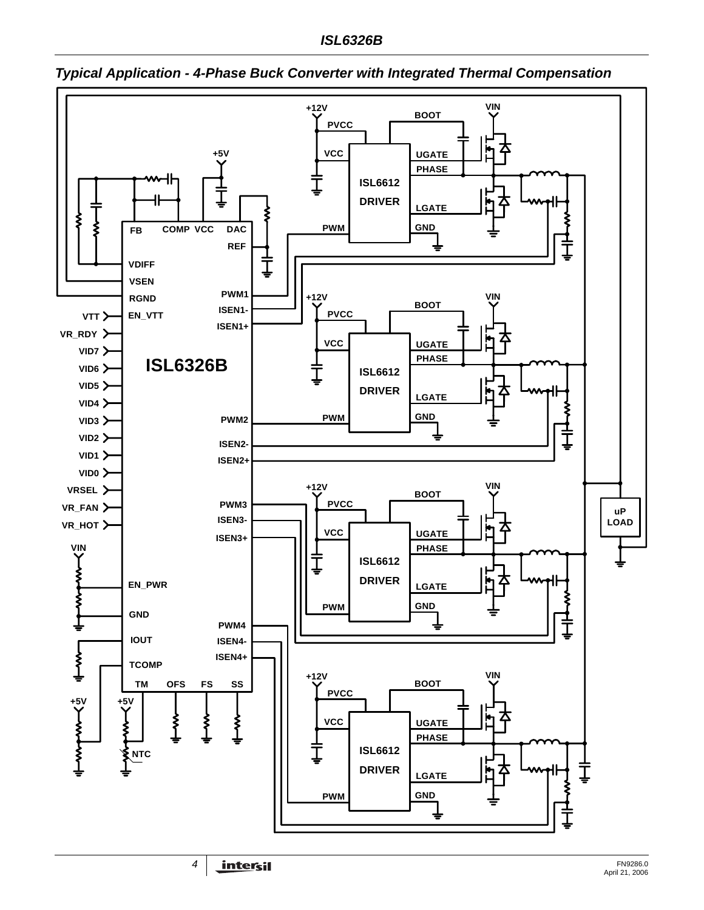## Typical Application - 4-Phase Buck Converter with Integrated Thermal Compensation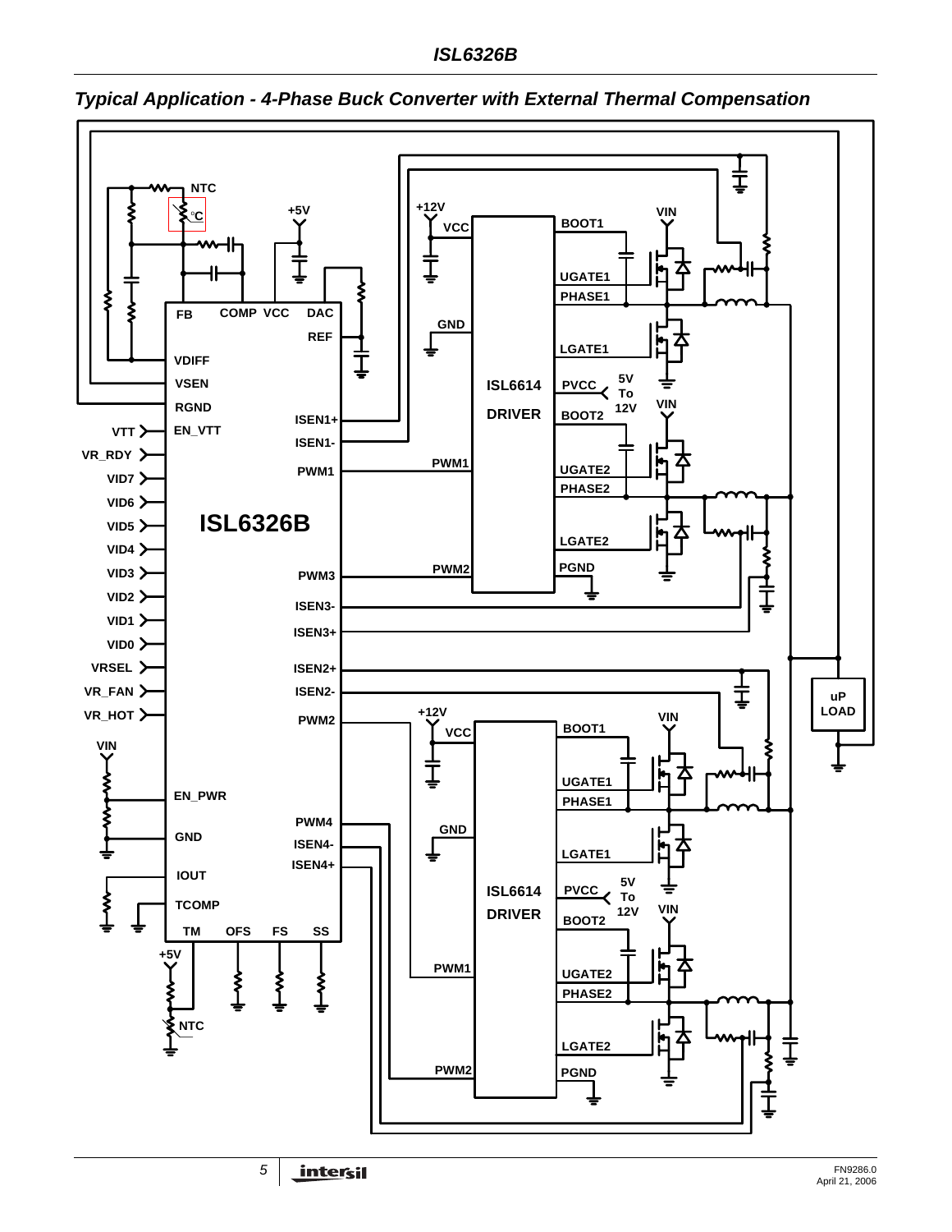## Typical Application - 4-Phase Buck Converter with External Thermal Compensation

NTC
°C
+5V
+12V
VCC
BOOT1
VIN
FB
COMP
VCC
DAC
REF
UGATE1
PHASE1
GND
LGATE1
VDIFF
VSEN
RGND
EN_VTT
ISEN1+
ISEN1-
PWM1
ISL6614
DRIVER
PVCC
5V To 12V
BOOT2
VIN
VTT
VR_RDY
VID7
VID6
VID5
VID4
VID3
VID2
VID1
VID0
VRSEL
VR_FAN
VR_HOT
ISL6326B
PWM1
UGATE2
PHASE2
LGATE2
PWM2
PGND
PWM3
ISEN3-
ISEN3+
ISEN2+
ISEN2-
PWM2
uP LOAD
+12V
VCC
BOOT1
VIN
VIN
EN_PWR
UGATE1
PHASE1
PWM4
GND
ISEN4-
ISEN4+
GND
LGATE1
IOUT
TCOMP
ISL6614
DRIVER
PVCC
5V To 12V
BOOT2
VIN
TM
OFS
FS
SS
+5V
PWM1
UGATE2
PHASE2
NTC
LGATE2
PWM2
PGND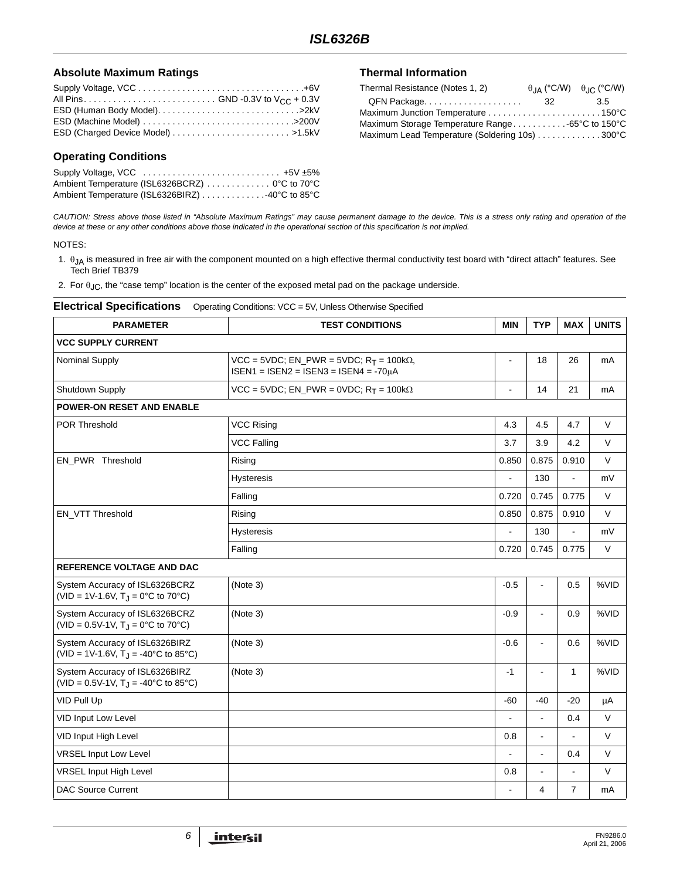### Absolute Maximum Ratings

Supply Voltage, VCC . . . . . . . . . . . . . . . . . . . . . . . . . . . . . . . . . +6V
All Pins. . . . . . . . . . . . . . . . . . . . . . . . . . . GND -0.3V to $V_{CC}$ + 0.3V
ESD (Human Body Model). . . . . . . . . . . . . . . . . . . . . . . . . . . . >2kV
ESD (Machine Model) . . . . . . . . . . . . . . . . . . . . . . . . . . . . . . >200V
ESD (Charged Device Model) . . . . . . . . . . . . . . . . . . . . . . . . >1.5kV

### Operating Conditions

Supply Voltage, VCC . . . . . . . . . . . . . . . . . . . . . . . . . . . +5V ±5%
Ambient Temperature (ISL6326BCRZ) . . . . . . . . . . . . . 0°C to 70°C
Ambient Temperature (ISL6326BIRZ) . . . . . . . . . . . . . -40°C to 85°C

### Thermal Information

| Thermal Resistance (Notes 1, 2) | $\theta_{JA}$ (°C/W) | $\theta_{JC}$ (°C/W) |
|---|---|---|
| QFN Package. . . . . . . . . . . . . . . . . . . . | 32 | 3.5 |

Maximum Junction Temperature . . . . . . . . . . . . . . . . . . . . . . . 150°C
Maximum Storage Temperature Range . . . . . . . . . . . -65°C to 150°C
Maximum Lead Temperature (Soldering 10s) . . . . . . . . . . . . . 300°C

*CAUTION: Stress above those listed in "Absolute Maximum Ratings" may cause permanent damage to the device. This is a stress only rating and operation of the device at these or any other conditions above those indicated in the operational section of this specification is not implied.*

NOTES:

1. $\theta_{JA}$ is measured in free air with the component mounted on a high effective thermal conductivity test board with "direct attach" features. See Tech Brief TB379
2. For $\theta_{JC}$, the "case temp" location is the center of the exposed metal pad on the package underside.

**Electrical Specifications** Operating Conditions: VCC = 5V, Unless Otherwise Specified

| PARAMETER | TEST CONDITIONS | MIN | TYP | MAX | UNITS |
|---|---|---|---|---|---|
| **VCC SUPPLY CURRENT** | | | | | |
| Nominal Supply | VCC = 5VDC; EN_PWR = 5VDC; $R_T$ = 100kΩ, ISEN1 = ISEN2 = ISEN3 = ISEN4 = -70µA | - | 18 | 26 | mA |
| Shutdown Supply | VCC = 5VDC; EN_PWR = 0VDC; $R_T$ = 100kΩ | - | 14 | 21 | mA |
| **POWER-ON RESET AND ENABLE** | | | | | |
| POR Threshold | VCC Rising | 4.3 | 4.5 | 4.7 | V |
| | VCC Falling | 3.7 | 3.9 | 4.2 | V |
| EN_PWR Threshold | Rising | 0.850 | 0.875 | 0.910 | V |
| | Hysteresis | - | 130 | - | mV |
| | Falling | 0.720 | 0.745 | 0.775 | V |
| EN_VTT Threshold | Rising | 0.850 | 0.875 | 0.910 | V |
| | Hysteresis | - | 130 | - | mV |
| | Falling | 0.720 | 0.745 | 0.775 | V |
| **REFERENCE VOLTAGE AND DAC** | | | | | |
| System Accuracy of ISL6326BCRZ (VID = 1V-1.6V, $T_J$ = 0°C to 70°C) | (Note 3) | -0.5 | - | 0.5 | %VID |
| System Accuracy of ISL6326BCRZ (VID = 0.5V-1V, $T_J$ = 0°C to 70°C) | (Note 3) | -0.9 | - | 0.9 | %VID |
| System Accuracy of ISL6326BIRZ (VID = 1V-1.6V, $T_J$ = -40°C to 85°C) | (Note 3) | -0.6 | - | 0.6 | %VID |
| System Accuracy of ISL6326BIRZ (VID = 0.5V-1V, $T_J$ = -40°C to 85°C) | (Note 3) | -1 | - | 1 | %VID |
| VID Pull Up | | -60 | -40 | -20 | µA |
| VID Input Low Level | | - | - | 0.4 | V |
| VID Input High Level | | 0.8 | - | - | V |
| VRSEL Input Low Level | | - | - | 0.4 | V |
| VRSEL Input High Level | | 0.8 | - | - | V |
| DAC Source Current | | - | 4 | 7 | mA |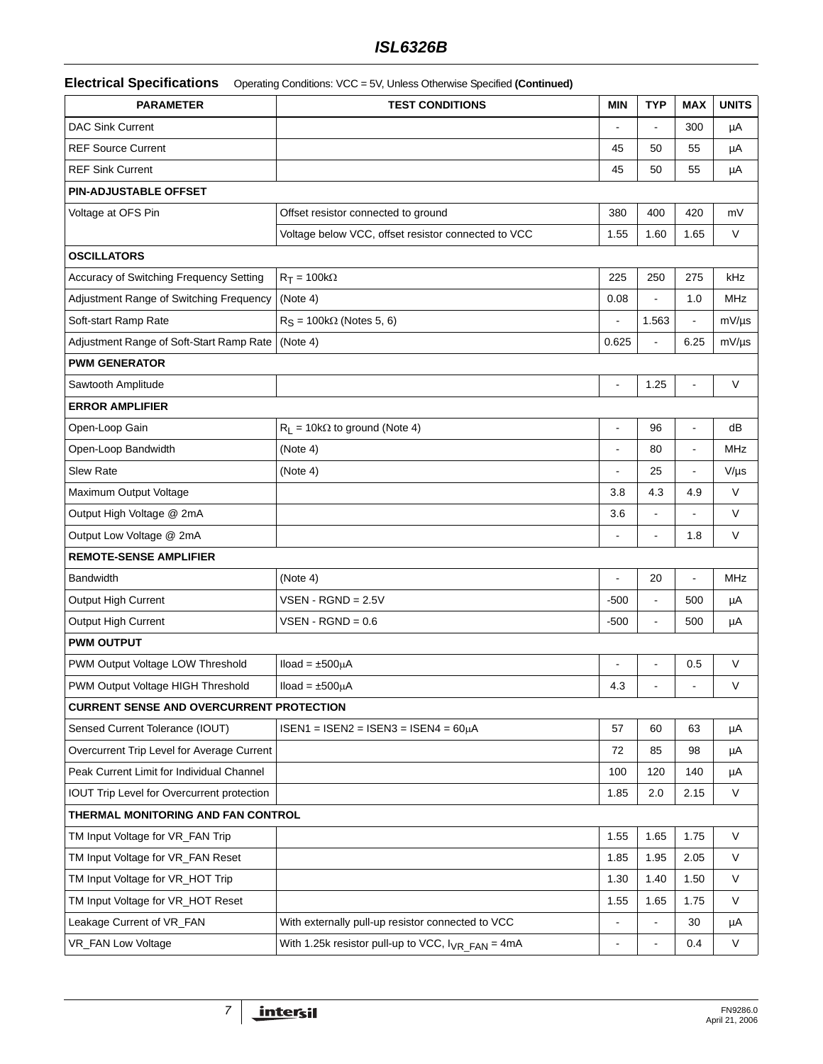## Electrical Specifications

Operating Conditions: VCC = 5V, Unless Otherwise Specified **(Continued)**

| PARAMETER | TEST CONDITIONS | MIN | TYP | MAX | UNITS |
|---|---|---|---|---|---|
| DAC Sink Current | | - | - | 300 | µA |
| REF Source Current | | 45 | 50 | 55 | µA |
| REF Sink Current | | 45 | 50 | 55 | µA |
| **PIN-ADJUSTABLE OFFSET** | | | | | |
| Voltage at OFS Pin | Offset resistor connected to ground | 380 | 400 | 420 | mV |
| | Voltage below VCC, offset resistor connected to VCC | 1.55 | 1.60 | 1.65 | V |
| **OSCILLATORS** | | | | | |
| Accuracy of Switching Frequency Setting | $R_T = 100k\Omega$ | 225 | 250 | 275 | kHz |
| Adjustment Range of Switching Frequency | (Note 4) | 0.08 | - | 1.0 | MHz |
| Soft-start Ramp Rate | $R_S = 100k\Omega$ (Notes 5, 6) | - | 1.563 | - | mV/µs |
| Adjustment Range of Soft-Start Ramp Rate | (Note 4) | 0.625 | - | 6.25 | mV/µs |
| **PWM GENERATOR** | | | | | |
| Sawtooth Amplitude | | - | 1.25 | - | V |
| **ERROR AMPLIFIER** | | | | | |
| Open-Loop Gain | $R_L = 10k\Omega$ to ground (Note 4) | - | 96 | - | dB |
| Open-Loop Bandwidth | (Note 4) | - | 80 | - | MHz |
| Slew Rate | (Note 4) | - | 25 | - | V/µs |
| Maximum Output Voltage | | 3.8 | 4.3 | 4.9 | V |
| Output High Voltage @ 2mA | | 3.6 | - | - | V |
| Output Low Voltage @ 2mA | | - | - | 1.8 | V |
| **REMOTE-SENSE AMPLIFIER** | | | | | |
| Bandwidth | (Note 4) | - | 20 | - | MHz |
| Output High Current | VSEN - RGND = 2.5V | -500 | - | 500 | µA |
| Output High Current | VSEN - RGND = 0.6 | -500 | - | 500 | µA |
| **PWM OUTPUT** | | | | | |
| PWM Output Voltage LOW Threshold | Iload = ±500µA | - | - | 0.5 | V |
| PWM Output Voltage HIGH Threshold | Iload = ±500µA | 4.3 | - | - | V |
| **CURRENT SENSE AND OVERCURRENT PROTECTION** | | | | | |
| Sensed Current Tolerance (IOUT) | ISEN1 = ISEN2 = ISEN3 = ISEN4 = 60µA | 57 | 60 | 63 | µA |
| Overcurrent Trip Level for Average Current | | 72 | 85 | 98 | µA |
| Peak Current Limit for Individual Channel | | 100 | 120 | 140 | µA |
| IOUT Trip Level for Overcurrent protection | | 1.85 | 2.0 | 2.15 | V |
| **THERMAL MONITORING AND FAN CONTROL** | | | | | |
| TM Input Voltage for VR_FAN Trip | | 1.55 | 1.65 | 1.75 | V |
| TM Input Voltage for VR_FAN Reset | | 1.85 | 1.95 | 2.05 | V |
| TM Input Voltage for VR_HOT Trip | | 1.30 | 1.40 | 1.50 | V |
| TM Input Voltage for VR_HOT Reset | | 1.55 | 1.65 | 1.75 | V |
| Leakage Current of VR_FAN | With externally pull-up resistor connected to VCC | - | - | 30 | µA |
| VR_FAN Low Voltage | With 1.25k resistor pull-up to VCC, $I_{VR\_FAN} = 4mA$ | - | - | 0.4 | V |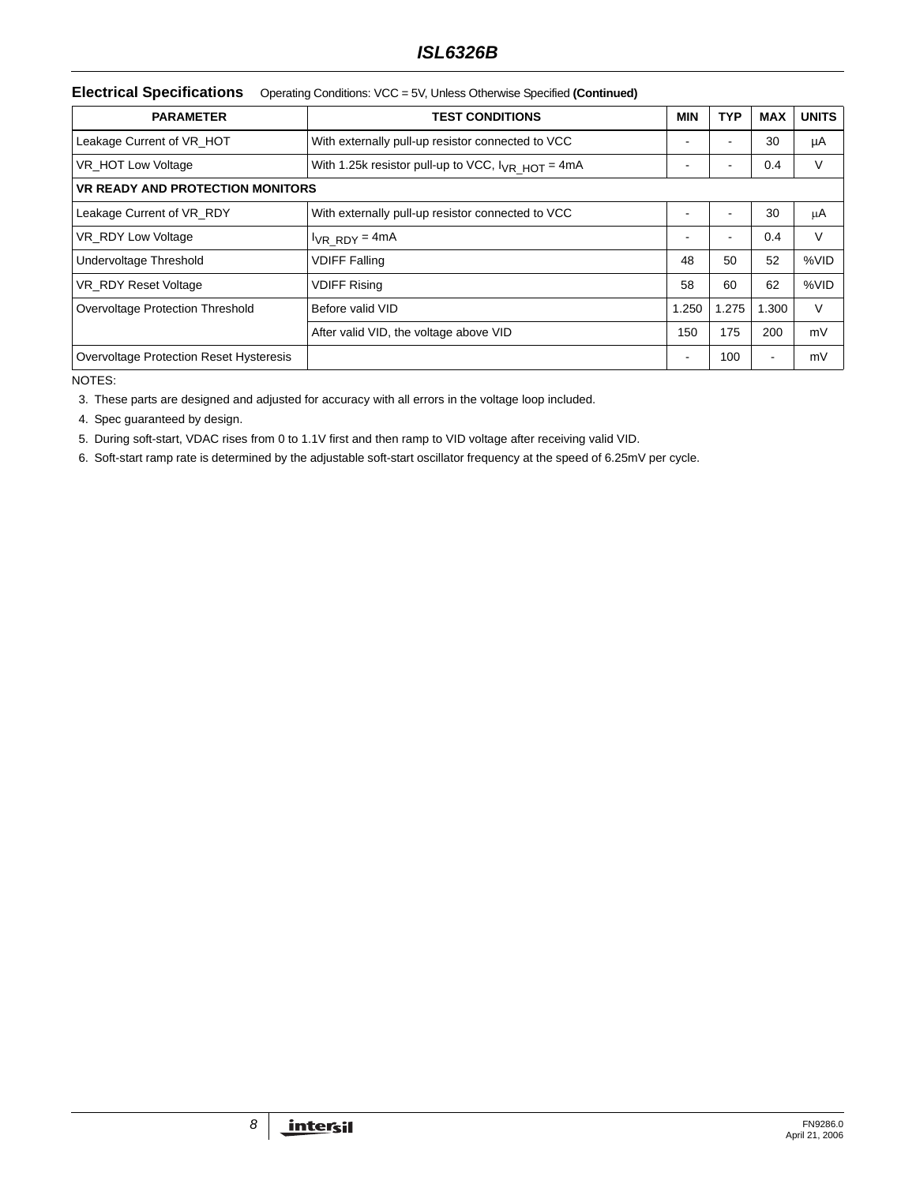**Electrical Specifications** Operating Conditions: VCC = 5V, Unless Otherwise Specified **(Continued)**

| PARAMETER | TEST CONDITIONS | MIN | TYP | MAX | UNITS |
|---|---|---|---|---|---|
| Leakage Current of VR_HOT | With externally pull-up resistor connected to VCC | - | - | 30 | µA |
| VR_HOT Low Voltage | With 1.25k resistor pull-up to VCC, $I_{VR\_HOT}$ = 4mA | - | - | 0.4 | V |
| **VR READY AND PROTECTION MONITORS** | | | | | |
| Leakage Current of VR_RDY | With externally pull-up resistor connected to VCC | - | - | 30 | µA |
| VR_RDY Low Voltage | $I_{VR\_RDY}$ = 4mA | - | - | 0.4 | V |
| Undervoltage Threshold | VDIFF Falling | 48 | 50 | 52 | %VID |
| VR_RDY Reset Voltage | VDIFF Rising | 58 | 60 | 62 | %VID |
| Overvoltage Protection Threshold | Before valid VID | 1.250 | 1.275 | 1.300 | V |
| | After valid VID, the voltage above VID | 150 | 175 | 200 | mV |
| Overvoltage Protection Reset Hysteresis | | - | 100 | - | mV |

NOTES:

3. These parts are designed and adjusted for accuracy with all errors in the voltage loop included.
4. Spec guaranteed by design.
5. During soft-start, VDAC rises from 0 to 1.1V first and then ramp to VID voltage after receiving valid VID.
6. Soft-start ramp rate is determined by the adjustable soft-start oscillator frequency at the speed of 6.25mV per cycle.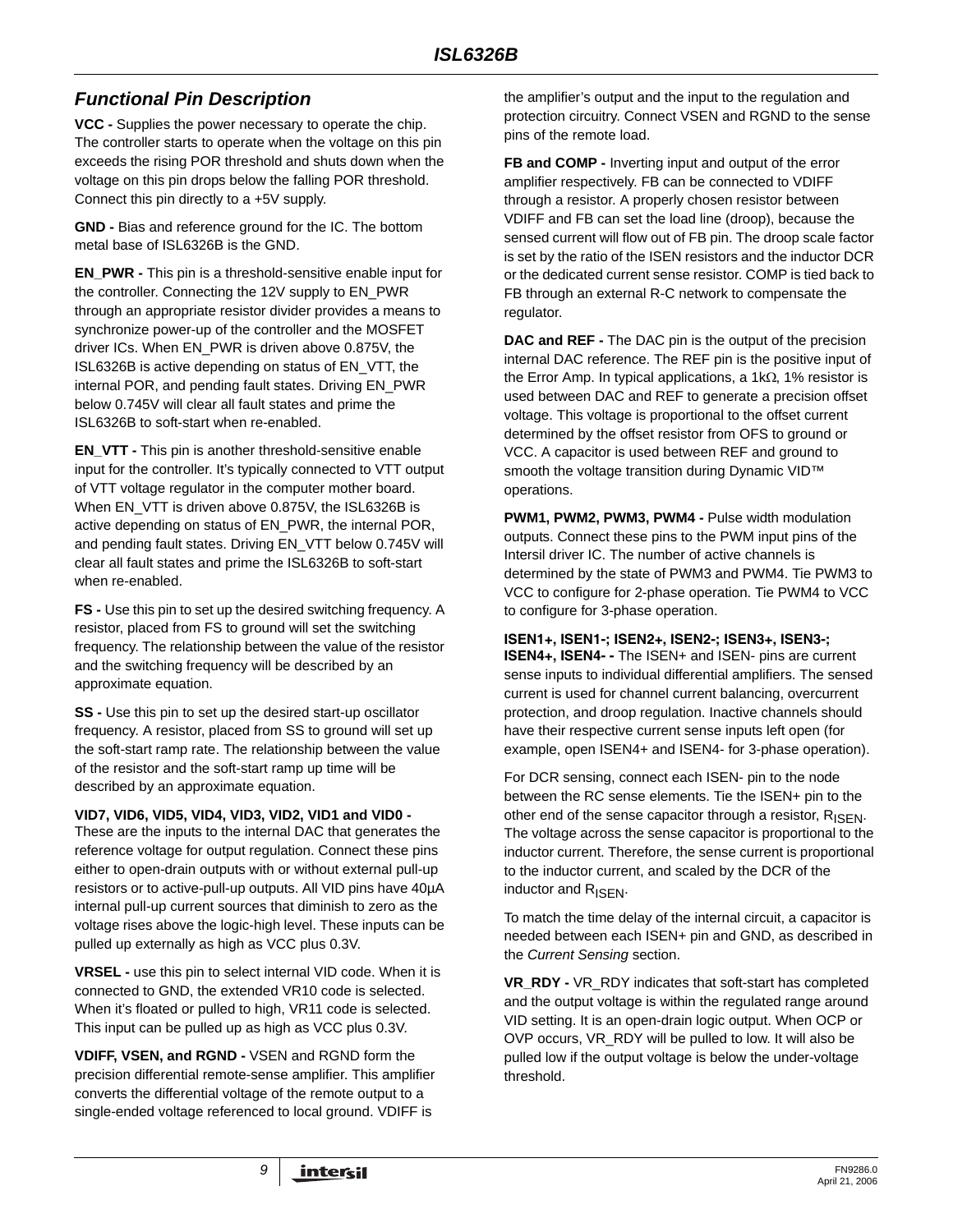## Functional Pin Description

**VCC -** Supplies the power necessary to operate the chip. The controller starts to operate when the voltage on this pin exceeds the rising POR threshold and shuts down when the voltage on this pin drops below the falling POR threshold. Connect this pin directly to a +5V supply.

**GND -** Bias and reference ground for the IC. The bottom metal base of ISL6326B is the GND.

**EN_PWR -** This pin is a threshold-sensitive enable input for the controller. Connecting the 12V supply to EN_PWR through an appropriate resistor divider provides a means to synchronize power-up of the controller and the MOSFET driver ICs. When EN_PWR is driven above 0.875V, the ISL6326B is active depending on status of EN_VTT, the internal POR, and pending fault states. Driving EN_PWR below 0.745V will clear all fault states and prime the ISL6326B to soft-start when re-enabled.

**EN_VTT -** This pin is another threshold-sensitive enable input for the controller. It's typically connected to VTT output of VTT voltage regulator in the computer mother board. When EN_VTT is driven above 0.875V, the ISL6326B is active depending on status of EN_PWR, the internal POR, and pending fault states. Driving EN_VTT below 0.745V will clear all fault states and prime the ISL6326B to soft-start when re-enabled.

**FS -** Use this pin to set up the desired switching frequency. A resistor, placed from FS to ground will set the switching frequency. The relationship between the value of the resistor and the switching frequency will be described by an approximate equation.

**SS -** Use this pin to set up the desired start-up oscillator frequency. A resistor, placed from SS to ground will set up the soft-start ramp rate. The relationship between the value of the resistor and the soft-start ramp up time will be described by an approximate equation.

**VID7, VID6, VID5, VID4, VID3, VID2, VID1 and VID0 -** These are the inputs to the internal DAC that generates the reference voltage for output regulation. Connect these pins either to open-drain outputs with or without external pull-up resistors or to active-pull-up outputs. All VID pins have 40µA internal pull-up current sources that diminish to zero as the voltage rises above the logic-high level. These inputs can be pulled up externally as high as VCC plus 0.3V.

**VRSEL -** use this pin to select internal VID code. When it is connected to GND, the extended VR10 code is selected. When it's floated or pulled to high, VR11 code is selected. This input can be pulled up as high as VCC plus 0.3V.

**VDIFF, VSEN, and RGND -** VSEN and RGND form the precision differential remote-sense amplifier. This amplifier converts the differential voltage of the remote output to a single-ended voltage referenced to local ground. VDIFF is the amplifier's output and the input to the regulation and protection circuitry. Connect VSEN and RGND to the sense pins of the remote load.

**FB and COMP -** Inverting input and output of the error amplifier respectively. FB can be connected to VDIFF through a resistor. A properly chosen resistor between VDIFF and FB can set the load line (droop), because the sensed current will flow out of FB pin. The droop scale factor is set by the ratio of the ISEN resistors and the inductor DCR or the dedicated current sense resistor. COMP is tied back to FB through an external R-C network to compensate the regulator.

**DAC and REF -** The DAC pin is the output of the precision internal DAC reference. The REF pin is the positive input of the Error Amp. In typical applications, a 1kΩ, 1% resistor is used between DAC and REF to generate a precision offset voltage. This voltage is proportional to the offset current determined by the offset resistor from OFS to ground or VCC. A capacitor is used between REF and ground to smooth the voltage transition during Dynamic VID™ operations.

**PWM1, PWM2, PWM3, PWM4 -** Pulse width modulation outputs. Connect these pins to the PWM input pins of the Intersil driver IC. The number of active channels is determined by the state of PWM3 and PWM4. Tie PWM3 to VCC to configure for 2-phase operation. Tie PWM4 to VCC to configure for 3-phase operation.

**ISEN1+, ISEN1-; ISEN2+, ISEN2-; ISEN3+, ISEN3-; ISEN4+, ISEN4- -** The ISEN+ and ISEN- pins are current sense inputs to individual differential amplifiers. The sensed current is used for channel current balancing, overcurrent protection, and droop regulation. Inactive channels should have their respective current sense inputs left open (for example, open ISEN4+ and ISEN4- for 3-phase operation).

For DCR sensing, connect each ISEN- pin to the node between the RC sense elements. Tie the ISEN+ pin to the other end of the sense capacitor through a resistor, $R_{ISEN}$. The voltage across the sense capacitor is proportional to the inductor current. Therefore, the sense current is proportional to the inductor current, and scaled by the DCR of the inductor and $R_{ISEN}$.

To match the time delay of the internal circuit, a capacitor is needed between each ISEN+ pin and GND, as described in the *Current Sensing* section.

**VR_RDY -** VR_RDY indicates that soft-start has completed and the output voltage is within the regulated range around VID setting. It is an open-drain logic output. When OCP or OVP occurs, VR_RDY will be pulled to low. It will also be pulled low if the output voltage is below the under-voltage threshold.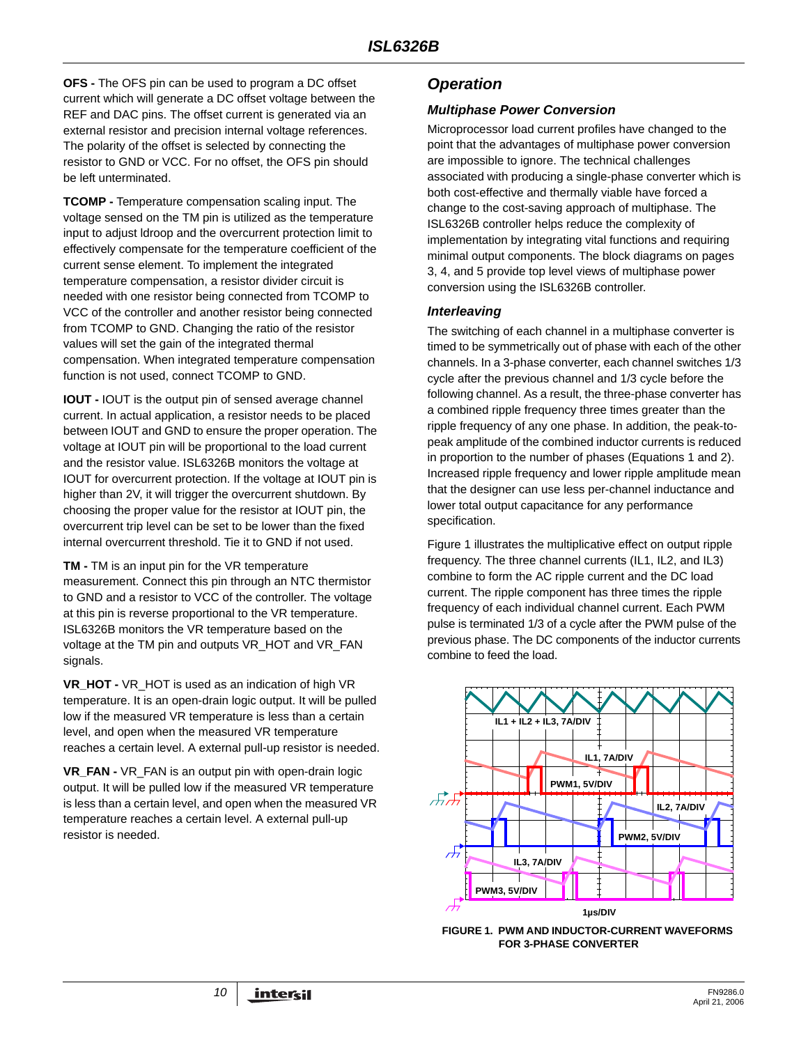**OFS -** The OFS pin can be used to program a DC offset current which will generate a DC offset voltage between the REF and DAC pins. The offset current is generated via an external resistor and precision internal voltage references. The polarity of the offset is selected by connecting the resistor to GND or VCC. For no offset, the OFS pin should be left unterminated.

**TCOMP -** Temperature compensation scaling input. The voltage sensed on the TM pin is utilized as the temperature input to adjust ldroop and the overcurrent protection limit to effectively compensate for the temperature coefficient of the current sense element. To implement the integrated temperature compensation, a resistor divider circuit is needed with one resistor being connected from TCOMP to VCC of the controller and another resistor being connected from TCOMP to GND. Changing the ratio of the resistor values will set the gain of the integrated thermal compensation. When integrated temperature compensation function is not used, connect TCOMP to GND.

**IOUT -** IOUT is the output pin of sensed average channel current. In actual application, a resistor needs to be placed between IOUT and GND to ensure the proper operation. The voltage at IOUT pin will be proportional to the load current and the resistor value. ISL6326B monitors the voltage at IOUT for overcurrent protection. If the voltage at IOUT pin is higher than 2V, it will trigger the overcurrent shutdown. By choosing the proper value for the resistor at IOUT pin, the overcurrent trip level can be set to be lower than the fixed internal overcurrent threshold. Tie it to GND if not used.

**TM -** TM is an input pin for the VR temperature measurement. Connect this pin through an NTC thermistor to GND and a resistor to VCC of the controller. The voltage at this pin is reverse proportional to the VR temperature. ISL6326B monitors the VR temperature based on the voltage at the TM pin and outputs VR_HOT and VR_FAN signals.

**VR_HOT -** VR_HOT is used as an indication of high VR temperature. It is an open-drain logic output. It will be pulled low if the measured VR temperature is less than a certain level, and open when the measured VR temperature reaches a certain level. A external pull-up resistor is needed.

**VR_FAN -** VR_FAN is an output pin with open-drain logic output. It will be pulled low if the measured VR temperature is less than a certain level, and open when the measured VR temperature reaches a certain level. A external pull-up resistor is needed.

# Operation

## Multiphase Power Conversion

Microprocessor load current profiles have changed to the point that the advantages of multiphase power conversion are impossible to ignore. The technical challenges associated with producing a single-phase converter which is both cost-effective and thermally viable have forced a change to the cost-saving approach of multiphase. The ISL6326B controller helps reduce the complexity of implementation by integrating vital functions and requiring minimal output components. The block diagrams on pages 3, 4, and 5 provide top level views of multiphase power conversion using the ISL6326B controller.

## Interleaving

The switching of each channel in a multiphase converter is timed to be symmetrically out of phase with each of the other channels. In a 3-phase converter, each channel switches 1/3 cycle after the previous channel and 1/3 cycle before the following channel. As a result, the three-phase converter has a combined ripple frequency three times greater than the ripple frequency of any one phase. In addition, the peak-to-peak amplitude of the combined inductor currents is reduced in proportion to the number of phases (Equations 1 and 2). Increased ripple frequency and lower ripple amplitude mean that the designer can use less per-channel inductance and lower total output capacitance for any performance specification.

Figure 1 illustrates the multiplicative effect on output ripple frequency. The three channel currents (IL1, IL2, and IL3) combine to form the AC ripple current and the DC load current. The ripple component has three times the ripple frequency of each individual channel current. Each PWM pulse is terminated 1/3 of a cycle after the PWM pulse of the previous phase. The DC components of the inductor currents combine to feed the load.

IL1 + IL2 + IL3, 7A/DIV

IL1, 7A/DIV

PWM1, 5V/DIV

IL2, 7A/DIV

PWM2, 5V/DIV

IL3, 7A/DIV

PWM3, 5V/DIV

1µs/DIV

FIGURE 1. PWM AND INDUCTOR-CURRENT WAVEFORMS FOR 3-PHASE CONVERTER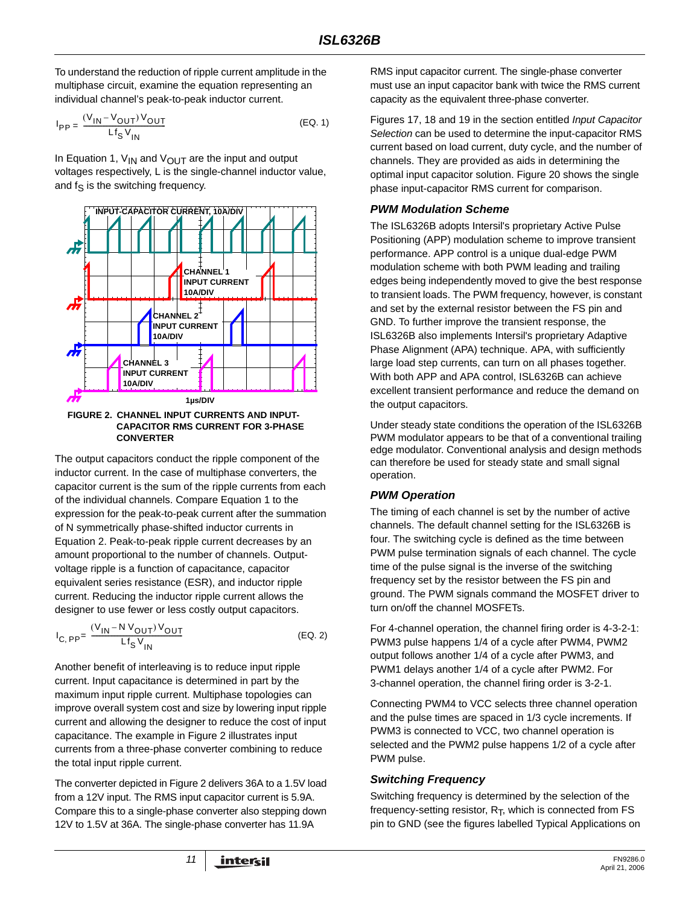To understand the reduction of ripple current amplitude in the multiphase circuit, examine the equation representing an individual channel's peak-to-peak inductor current.

$$I_{PP} = \frac{(V_{IN} - V_{OUT}) V_{OUT}}{L f_S V_{IN}} \quad \text{(EQ. 1)}$$

In Equation 1, $V_{IN}$ and $V_{OUT}$ are the input and output voltages respectively, L is the single-channel inductor value, and $f_S$ is the switching frequency.

FIGURE 2. CHANNEL INPUT CURRENTS AND INPUT-CAPACITOR RMS CURRENT FOR 3-PHASE CONVERTER

The output capacitors conduct the ripple component of the inductor current. In the case of multiphase converters, the capacitor current is the sum of the ripple currents from each of the individual channels. Compare Equation 1 to the expression for the peak-to-peak current after the summation of N symmetrically phase-shifted inductor currents in Equation 2. Peak-to-peak ripple current decreases by an amount proportional to the number of channels. Output-voltage ripple is a function of capacitance, capacitor equivalent series resistance (ESR), and inductor ripple current. Reducing the inductor ripple current allows the designer to use fewer or less costly output capacitors.

$$I_{C,PP} = \frac{(V_{IN} - N V_{OUT}) V_{OUT}}{L f_S V_{IN}} \quad \text{(EQ. 2)}$$

Another benefit of interleaving is to reduce input ripple current. Input capacitance is determined in part by the maximum input ripple current. Multiphase topologies can improve overall system cost and size by lowering input ripple current and allowing the designer to reduce the cost of input capacitance. The example in Figure 2 illustrates input currents from a three-phase converter combining to reduce the total input ripple current.

The converter depicted in Figure 2 delivers 36A to a 1.5V load from a 12V input. The RMS input capacitor current is 5.9A. Compare this to a single-phase converter also stepping down 12V to 1.5V at 36A. The single-phase converter has 11.9A RMS input capacitor current. The single-phase converter must use an input capacitor bank with twice the RMS current capacity as the equivalent three-phase converter.

Figures 17, 18 and 19 in the section entitled *Input Capacitor Selection* can be used to determine the input-capacitor RMS current based on load current, duty cycle, and the number of channels. They are provided as aids in determining the optimal input capacitor solution. Figure 20 shows the single phase input-capacitor RMS current for comparison.

### PWM Modulation Scheme

The ISL6326B adopts Intersil's proprietary Active Pulse Positioning (APP) modulation scheme to improve transient performance. APP control is a unique dual-edge PWM modulation scheme with both PWM leading and trailing edges being independently moved to give the best response to transient loads. The PWM frequency, however, is constant and set by the external resistor between the FS pin and GND. To further improve the transient response, the ISL6326B also implements Intersil's proprietary Adaptive Phase Alignment (APA) technique. APA, with sufficiently large load step currents, can turn on all phases together. With both APP and APA control, ISL6326B can achieve excellent transient performance and reduce the demand on the output capacitors.

Under steady state conditions the operation of the ISL6326B PWM modulator appears to be that of a conventional trailing edge modulator. Conventional analysis and design methods can therefore be used for steady state and small signal operation.

### PWM Operation

The timing of each channel is set by the number of active channels. The default channel setting for the ISL6326B is four. The switching cycle is defined as the time between PWM pulse termination signals of each channel. The cycle time of the pulse signal is the inverse of the switching frequency set by the resistor between the FS pin and ground. The PWM signals command the MOSFET driver to turn on/off the channel MOSFETs.

For 4-channel operation, the channel firing order is 4-3-2-1: PWM3 pulse happens 1/4 of a cycle after PWM4, PWM2 output follows another 1/4 of a cycle after PWM3, and PWM1 delays another 1/4 of a cycle after PWM2. For 3-channel operation, the channel firing order is 3-2-1.

Connecting PWM4 to VCC selects three channel operation and the pulse times are spaced in 1/3 cycle increments. If PWM3 is connected to VCC, two channel operation is selected and the PWM2 pulse happens 1/2 of a cycle after PWM pulse.

### Switching Frequency

Switching frequency is determined by the selection of the frequency-setting resistor, $R_T$, which is connected from FS pin to GND (see the figures labelled Typical Applications on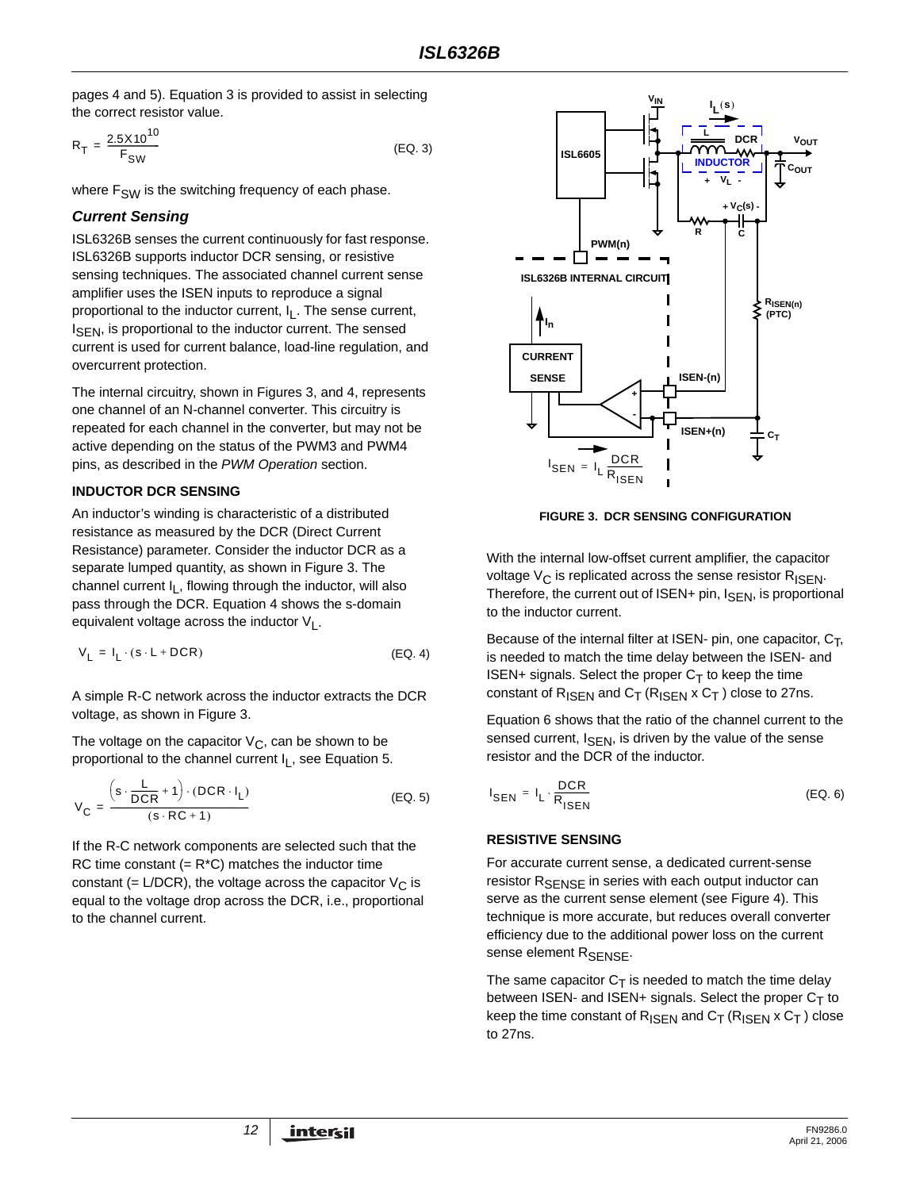pages 4 and 5). Equation 3 is provided to assist in selecting the correct resistor value.

$$R_T = \frac{2.5X10^{10}}{F_{SW}} \quad \text{(EQ. 3)}$$

where $F_{SW}$ is the switching frequency of each phase.

### *Current Sensing*

ISL6326B senses the current continuously for fast response. ISL6326B supports inductor DCR sensing, or resistive sensing techniques. The associated channel current sense amplifier uses the ISEN inputs to reproduce a signal proportional to the inductor current, $I_L$. The sense current, $I_{SEN}$, is proportional to the inductor current. The sensed current is used for current balance, load-line regulation, and overcurrent protection.

The internal circuitry, shown in Figures 3, and 4, represents one channel of an N-channel converter. This circuitry is repeated for each channel in the converter, but may not be active depending on the status of the PWM3 and PWM4 pins, as described in the *PWM Operation* section.

#### INDUCTOR DCR SENSING

An inductor's winding is characteristic of a distributed resistance as measured by the DCR (Direct Current Resistance) parameter. Consider the inductor DCR as a separate lumped quantity, as shown in Figure 3. The channel current $I_L$, flowing through the inductor, will also pass through the DCR. Equation 4 shows the s-domain equivalent voltage across the inductor $V_L$.

$$V_L = I_L \cdot (s \cdot L + DCR) \quad \text{(EQ. 4)}$$

A simple R-C network across the inductor extracts the DCR voltage, as shown in Figure 3.

The voltage on the capacitor $V_C$, can be shown to be proportional to the channel current $I_L$, see Equation 5.

$$V_C = \frac{\left(s \cdot \frac{L}{DCR} + 1\right) \cdot (DCR \cdot I_L)}{(s \cdot RC + 1)} \quad \text{(EQ. 5)}$$

If the R-C network components are selected such that the RC time constant (= R*C) matches the inductor time constant (= L/DCR), the voltage across the capacitor $V_C$ is equal to the voltage drop across the DCR, i.e., proportional to the channel current.

FIGURE 3. DCR SENSING CONFIGURATION

With the internal low-offset current amplifier, the capacitor voltage $V_C$ is replicated across the sense resistor $R_{ISEN}$. Therefore, the current out of ISEN+ pin, $I_{SEN}$, is proportional to the inductor current.

Because of the internal filter at ISEN- pin, one capacitor, $C_T$, is needed to match the time delay between the ISEN- and ISEN+ signals. Select the proper $C_T$ to keep the time constant of $R_{ISEN}$ and $C_T$ ($R_{ISEN}$ x $C_T$ ) close to 27ns.

Equation 6 shows that the ratio of the channel current to the sensed current, $I_{SEN}$, is driven by the value of the sense resistor and the DCR of the inductor.

$$I_{SEN} = I_L \cdot \frac{DCR}{R_{ISEN}} \quad \text{(EQ. 6)}$$

#### RESISTIVE SENSING

For accurate current sense, a dedicated current-sense resistor $R_{SENSE}$ in series with each output inductor can serve as the current sense element (see Figure 4). This technique is more accurate, but reduces overall converter efficiency due to the additional power loss on the current sense element $R_{SENSE}$.

The same capacitor $C_T$ is needed to match the time delay between ISEN- and ISEN+ signals. Select the proper $C_T$ to keep the time constant of $R_{ISEN}$ and $C_T$ ($R_{ISEN}$ x $C_T$ ) close to 27ns.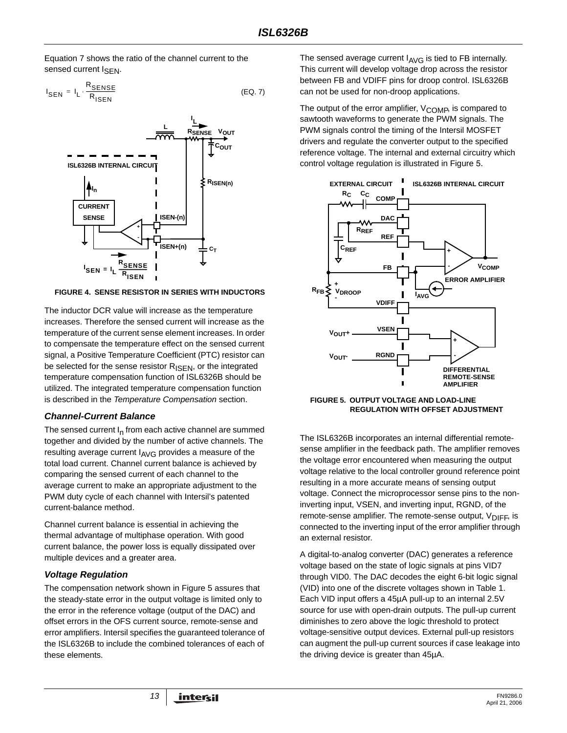Equation 7 shows the ratio of the channel current to the sensed current $I_{SEN}$.

$$I_{SEN} = I_L \cdot \frac{R_{SENSE}}{R_{ISEN}} \quad \text{(EQ. 7)}$$

FIGURE 4. SENSE RESISTOR IN SERIES WITH INDUCTORS

The inductor DCR value will increase as the temperature increases. Therefore the sensed current will increase as the temperature of the current sense element increases. In order to compensate the temperature effect on the sensed current signal, a Positive Temperature Coefficient (PTC) resistor can be selected for the sense resistor $R_{ISEN}$, or the integrated temperature compensation function of ISL6326B should be utilized. The integrated temperature compensation function is described in the *Temperature Compensation* section.

### *Channel-Current Balance*

The sensed current $I_n$ from each active channel are summed together and divided by the number of active channels. The resulting average current $I_{AVG}$ provides a measure of the total load current. Channel current balance is achieved by comparing the sensed current of each channel to the average current to make an appropriate adjustment to the PWM duty cycle of each channel with Intersil's patented current-balance method.

Channel current balance is essential in achieving the thermal advantage of multiphase operation. With good current balance, the power loss is equally dissipated over multiple devices and a greater area.

### *Voltage Regulation*

The compensation network shown in Figure 5 assures that the steady-state error in the output voltage is limited only to the error in the reference voltage (output of the DAC) and offset errors in the OFS current source, remote-sense and error amplifiers. Intersil specifies the guaranteed tolerance of the ISL6326B to include the combined tolerances of each of these elements.

The sensed average current $I_{AVG}$ is tied to FB internally. This current will develop voltage drop across the resistor between FB and VDIFF pins for droop control. ISL6326B can not be used for non-droop applications.

The output of the error amplifier, $V_{COMP}$, is compared to sawtooth waveforms to generate the PWM signals. The PWM signals control the timing of the Intersil MOSFET drivers and regulate the converter output to the specified reference voltage. The internal and external circuitry which control voltage regulation is illustrated in Figure 5.

FIGURE 5. OUTPUT VOLTAGE AND LOAD-LINE REGULATION WITH OFFSET ADJUSTMENT

The ISL6326B incorporates an internal differential remote-sense amplifier in the feedback path. The amplifier removes the voltage error encountered when measuring the output voltage relative to the local controller ground reference point resulting in a more accurate means of sensing output voltage. Connect the microprocessor sense pins to the non-inverting input, VSEN, and inverting input, RGND, of the remote-sense amplifier. The remote-sense output, $V_{DIFF}$, is connected to the inverting input of the error amplifier through an external resistor.

A digital-to-analog converter (DAC) generates a reference voltage based on the state of logic signals at pins VID7 through VID0. The DAC decodes the eight 6-bit logic signal (VID) into one of the discrete voltages shown in Table 1. Each VID input offers a 45µA pull-up to an internal 2.5V source for use with open-drain outputs. The pull-up current diminishes to zero above the logic threshold to protect voltage-sensitive output devices. External pull-up resistors can augment the pull-up current sources if case leakage into the driving device is greater than 45µA.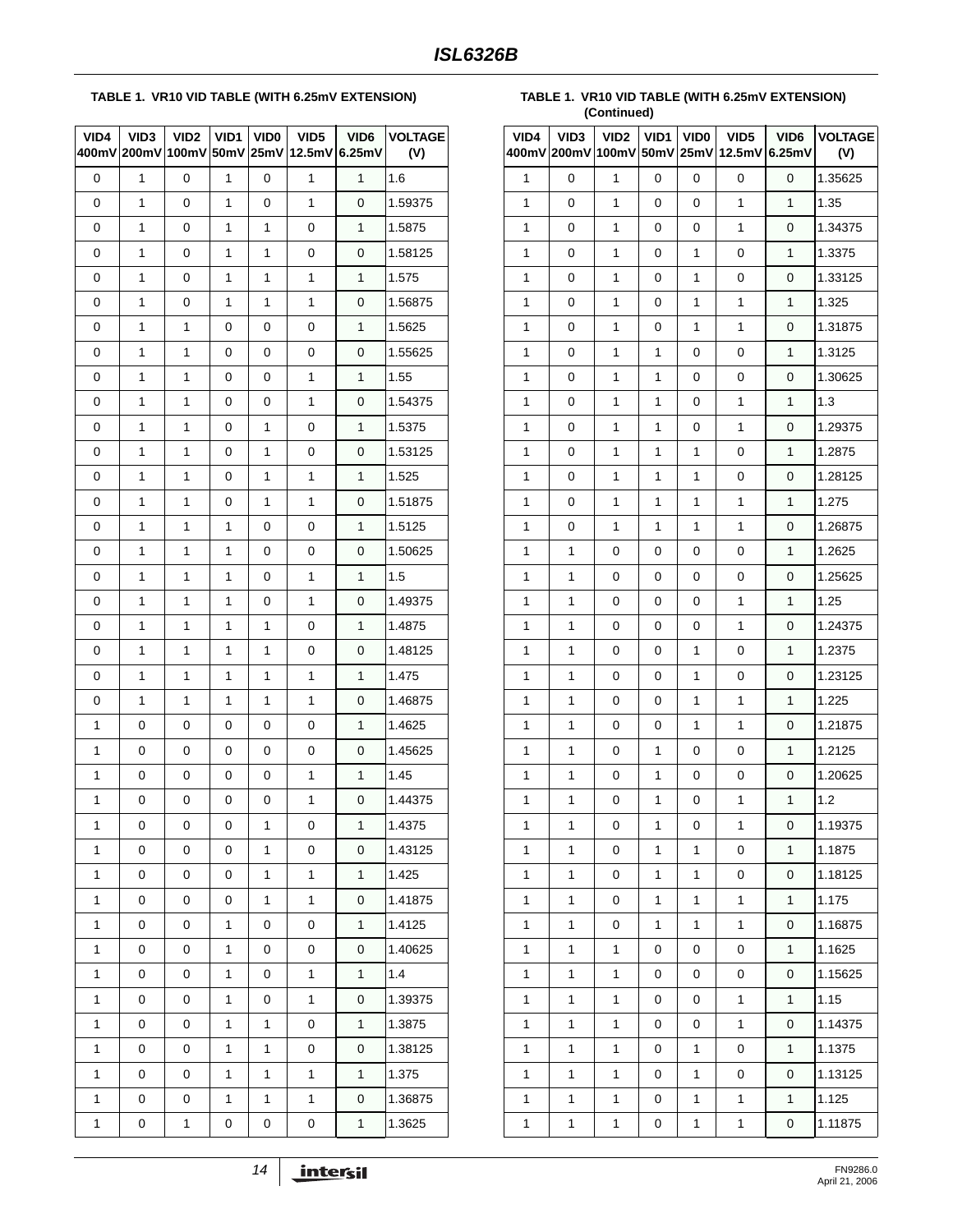**TABLE 1. VR10 VID TABLE (WITH 6.25mV EXTENSION)**

| VID4 400mV | VID3 200mV | VID2 100mV | VID1 50mV | VID0 25mV | VID5 12.5mV | VID6 6.25mV | VOLTAGE (V) |
|---|---|---|---|---|---|---|---|
| 0 | 1 | 0 | 1 | 0 | 1 | 1 | 1.6 |
| 0 | 1 | 0 | 1 | 0 | 1 | 0 | 1.59375 |
| 0 | 1 | 0 | 1 | 1 | 0 | 1 | 1.5875 |
| 0 | 1 | 0 | 1 | 1 | 0 | 0 | 1.58125 |
| 0 | 1 | 0 | 1 | 1 | 1 | 1 | 1.575 |
| 0 | 1 | 0 | 1 | 1 | 1 | 0 | 1.56875 |
| 0 | 1 | 1 | 0 | 0 | 0 | 1 | 1.5625 |
| 0 | 1 | 1 | 0 | 0 | 0 | 0 | 1.55625 |
| 0 | 1 | 1 | 0 | 0 | 1 | 1 | 1.55 |
| 0 | 1 | 1 | 0 | 0 | 1 | 0 | 1.54375 |
| 0 | 1 | 1 | 0 | 1 | 0 | 1 | 1.5375 |
| 0 | 1 | 1 | 0 | 1 | 0 | 0 | 1.53125 |
| 0 | 1 | 1 | 0 | 1 | 1 | 1 | 1.525 |
| 0 | 1 | 1 | 0 | 1 | 1 | 0 | 1.51875 |
| 0 | 1 | 1 | 1 | 0 | 0 | 1 | 1.5125 |
| 0 | 1 | 1 | 1 | 0 | 0 | 0 | 1.50625 |
| 0 | 1 | 1 | 1 | 0 | 1 | 1 | 1.5 |
| 0 | 1 | 1 | 1 | 0 | 1 | 0 | 1.49375 |
| 0 | 1 | 1 | 1 | 1 | 0 | 1 | 1.4875 |
| 0 | 1 | 1 | 1 | 1 | 0 | 0 | 1.48125 |
| 0 | 1 | 1 | 1 | 1 | 1 | 1 | 1.475 |
| 0 | 1 | 1 | 1 | 1 | 1 | 0 | 1.46875 |
| 1 | 0 | 0 | 0 | 0 | 0 | 1 | 1.4625 |
| 1 | 0 | 0 | 0 | 0 | 0 | 0 | 1.45625 |
| 1 | 0 | 0 | 0 | 0 | 1 | 1 | 1.45 |
| 1 | 0 | 0 | 0 | 0 | 1 | 0 | 1.44375 |
| 1 | 0 | 0 | 0 | 1 | 0 | 1 | 1.4375 |
| 1 | 0 | 0 | 0 | 1 | 0 | 0 | 1.43125 |
| 1 | 0 | 0 | 0 | 1 | 1 | 1 | 1.425 |
| 1 | 0 | 0 | 0 | 1 | 1 | 0 | 1.41875 |
| 1 | 0 | 0 | 1 | 0 | 0 | 1 | 1.4125 |
| 1 | 0 | 0 | 1 | 0 | 0 | 0 | 1.40625 |
| 1 | 0 | 0 | 1 | 0 | 1 | 1 | 1.4 |
| 1 | 0 | 0 | 1 | 0 | 1 | 0 | 1.39375 |
| 1 | 0 | 0 | 1 | 1 | 0 | 1 | 1.3875 |
| 1 | 0 | 0 | 1 | 1 | 0 | 0 | 1.38125 |
| 1 | 0 | 0 | 1 | 1 | 1 | 1 | 1.375 |
| 1 | 0 | 0 | 1 | 1 | 1 | 0 | 1.36875 |
| 1 | 0 | 1 | 0 | 0 | 0 | 1 | 1.3625 |
| 1 | 0 | 1 | 0 | 0 | 0 | 0 | 1.35625 |
| 1 | 0 | 1 | 0 | 0 | 1 | 1 | 1.35 |
| 1 | 0 | 1 | 0 | 0 | 1 | 0 | 1.34375 |
| 1 | 0 | 1 | 0 | 1 | 0 | 1 | 1.3375 |
| 1 | 0 | 1 | 0 | 1 | 0 | 0 | 1.33125 |
| 1 | 0 | 1 | 0 | 1 | 1 | 1 | 1.325 |
| 1 | 0 | 1 | 0 | 1 | 1 | 0 | 1.31875 |
| 1 | 0 | 1 | 1 | 0 | 0 | 1 | 1.3125 |
| 1 | 0 | 1 | 1 | 0 | 0 | 0 | 1.30625 |
| 1 | 0 | 1 | 1 | 0 | 1 | 1 | 1.3 |
| 1 | 0 | 1 | 1 | 0 | 1 | 0 | 1.29375 |
| 1 | 0 | 1 | 1 | 1 | 0 | 1 | 1.2875 |
| 1 | 0 | 1 | 1 | 1 | 0 | 0 | 1.28125 |
| 1 | 0 | 1 | 1 | 1 | 1 | 1 | 1.275 |
| 1 | 0 | 1 | 1 | 1 | 1 | 0 | 1.26875 |
| 1 | 1 | 0 | 0 | 0 | 0 | 1 | 1.2625 |
| 1 | 1 | 0 | 0 | 0 | 0 | 0 | 1.25625 |
| 1 | 1 | 0 | 0 | 0 | 1 | 1 | 1.25 |
| 1 | 1 | 0 | 0 | 0 | 1 | 0 | 1.24375 |
| 1 | 1 | 0 | 0 | 1 | 0 | 1 | 1.2375 |
| 1 | 1 | 0 | 0 | 1 | 0 | 0 | 1.23125 |
| 1 | 1 | 0 | 0 | 1 | 1 | 1 | 1.225 |
| 1 | 1 | 0 | 0 | 1 | 1 | 0 | 1.21875 |
| 1 | 1 | 0 | 1 | 0 | 0 | 1 | 1.2125 |
| 1 | 1 | 0 | 1 | 0 | 0 | 0 | 1.20625 |
| 1 | 1 | 0 | 1 | 0 | 1 | 1 | 1.2 |
| 1 | 1 | 0 | 1 | 0 | 1 | 0 | 1.19375 |
| 1 | 1 | 0 | 1 | 1 | 0 | 1 | 1.1875 |
| 1 | 1 | 0 | 1 | 1 | 0 | 0 | 1.18125 |
| 1 | 1 | 0 | 1 | 1 | 1 | 1 | 1.175 |
| 1 | 1 | 0 | 1 | 1 | 1 | 0 | 1.16875 |
| 1 | 1 | 1 | 0 | 0 | 0 | 1 | 1.1625 |
| 1 | 1 | 1 | 0 | 0 | 0 | 0 | 1.15625 |
| 1 | 1 | 1 | 0 | 0 | 1 | 1 | 1.15 |
| 1 | 1 | 1 | 0 | 0 | 1 | 0 | 1.14375 |
| 1 | 1 | 1 | 0 | 1 | 0 | 1 | 1.1375 |
| 1 | 1 | 1 | 0 | 1 | 0 | 0 | 1.13125 |
| 1 | 1 | 1 | 0 | 1 | 1 | 1 | 1.125 |
| 1 | 1 | 1 | 0 | 1 | 1 | 0 | 1.11875 |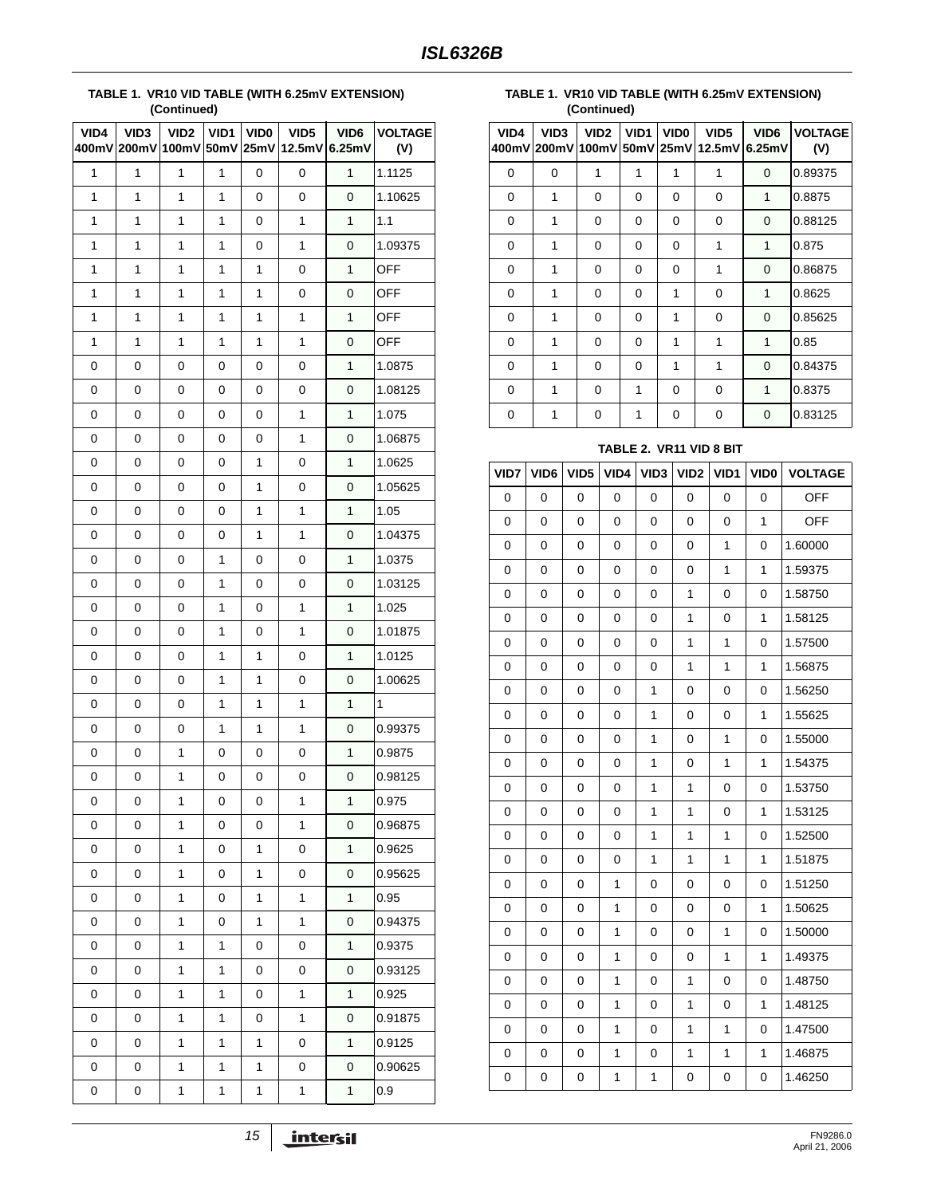**TABLE 1. VR10 VID TABLE (WITH 6.25mV EXTENSION) (Continued)**

| VID4 400mV | VID3 200mV | VID2 100mV | VID1 50mV | VID0 25mV | VID5 12.5mV | VID6 6.25mV | VOLTAGE (V) |
|---|---|---|---|---|---|---|---|
| 1 | 1 | 1 | 1 | 0 | 0 | 1 | 1.1125 |
| 1 | 1 | 1 | 1 | 0 | 0 | 0 | 1.10625 |
| 1 | 1 | 1 | 1 | 0 | 1 | 1 | 1.1 |
| 1 | 1 | 1 | 1 | 0 | 1 | 0 | 1.09375 |
| 1 | 1 | 1 | 1 | 1 | 0 | 1 | OFF |
| 1 | 1 | 1 | 1 | 1 | 0 | 0 | OFF |
| 1 | 1 | 1 | 1 | 1 | 1 | 1 | OFF |
| 1 | 1 | 1 | 1 | 1 | 1 | 0 | OFF |
| 0 | 0 | 0 | 0 | 0 | 0 | 1 | 1.0875 |
| 0 | 0 | 0 | 0 | 0 | 0 | 0 | 1.08125 |
| 0 | 0 | 0 | 0 | 0 | 1 | 1 | 1.075 |
| 0 | 0 | 0 | 0 | 0 | 1 | 0 | 1.06875 |
| 0 | 0 | 0 | 0 | 1 | 0 | 1 | 1.0625 |
| 0 | 0 | 0 | 0 | 1 | 0 | 0 | 1.05625 |
| 0 | 0 | 0 | 0 | 1 | 1 | 1 | 1.05 |
| 0 | 0 | 0 | 0 | 1 | 1 | 0 | 1.04375 |
| 0 | 0 | 0 | 1 | 0 | 0 | 1 | 1.0375 |
| 0 | 0 | 0 | 1 | 0 | 0 | 0 | 1.03125 |
| 0 | 0 | 0 | 1 | 0 | 1 | 1 | 1.025 |
| 0 | 0 | 0 | 1 | 0 | 1 | 0 | 1.01875 |
| 0 | 0 | 0 | 1 | 1 | 0 | 1 | 1.0125 |
| 0 | 0 | 0 | 1 | 1 | 0 | 0 | 1.00625 |
| 0 | 0 | 0 | 1 | 1 | 1 | 1 | 1 |
| 0 | 0 | 0 | 1 | 1 | 1 | 0 | 0.99375 |
| 0 | 0 | 1 | 0 | 0 | 0 | 1 | 0.9875 |
| 0 | 0 | 1 | 0 | 0 | 0 | 0 | 0.98125 |
| 0 | 0 | 1 | 0 | 0 | 1 | 1 | 0.975 |
| 0 | 0 | 1 | 0 | 0 | 1 | 0 | 0.96875 |
| 0 | 0 | 1 | 0 | 1 | 0 | 1 | 0.9625 |
| 0 | 0 | 1 | 0 | 1 | 0 | 0 | 0.95625 |
| 0 | 0 | 1 | 0 | 1 | 1 | 1 | 0.95 |
| 0 | 0 | 1 | 0 | 1 | 1 | 0 | 0.94375 |
| 0 | 0 | 1 | 1 | 0 | 0 | 1 | 0.9375 |
| 0 | 0 | 1 | 1 | 0 | 0 | 0 | 0.93125 |
| 0 | 0 | 1 | 1 | 0 | 1 | 1 | 0.925 |
| 0 | 0 | 1 | 1 | 0 | 1 | 0 | 0.91875 |
| 0 | 0 | 1 | 1 | 1 | 0 | 1 | 0.9125 |
| 0 | 0 | 1 | 1 | 1 | 0 | 0 | 0.90625 |
| 0 | 0 | 1 | 1 | 1 | 1 | 1 | 0.9 |
| 0 | 0 | 1 | 1 | 1 | 1 | 0 | 0.89375 |
| 0 | 1 | 0 | 0 | 0 | 0 | 1 | 0.8875 |
| 0 | 1 | 0 | 0 | 0 | 0 | 0 | 0.88125 |
| 0 | 1 | 0 | 0 | 0 | 1 | 1 | 0.875 |
| 0 | 1 | 0 | 0 | 0 | 1 | 0 | 0.86875 |
| 0 | 1 | 0 | 0 | 1 | 0 | 1 | 0.8625 |
| 0 | 1 | 0 | 0 | 1 | 0 | 0 | 0.85625 |
| 0 | 1 | 0 | 0 | 1 | 1 | 1 | 0.85 |
| 0 | 1 | 0 | 0 | 1 | 1 | 0 | 0.84375 |
| 0 | 1 | 0 | 1 | 0 | 0 | 1 | 0.8375 |
| 0 | 1 | 0 | 1 | 0 | 0 | 0 | 0.83125 |

**TABLE 2. VR11 VID 8 BIT**

| VID7 | VID6 | VID5 | VID4 | VID3 | VID2 | VID1 | VID0 | VOLTAGE |
|---|---|---|---|---|---|---|---|---|
| 0 | 0 | 0 | 0 | 0 | 0 | 0 | 0 | OFF |
| 0 | 0 | 0 | 0 | 0 | 0 | 0 | 1 | OFF |
| 0 | 0 | 0 | 0 | 0 | 0 | 1 | 0 | 1.60000 |
| 0 | 0 | 0 | 0 | 0 | 0 | 1 | 1 | 1.59375 |
| 0 | 0 | 0 | 0 | 0 | 1 | 0 | 0 | 1.58750 |
| 0 | 0 | 0 | 0 | 0 | 1 | 0 | 1 | 1.58125 |
| 0 | 0 | 0 | 0 | 0 | 1 | 1 | 0 | 1.57500 |
| 0 | 0 | 0 | 0 | 0 | 1 | 1 | 1 | 1.56875 |
| 0 | 0 | 0 | 0 | 1 | 0 | 0 | 0 | 1.56250 |
| 0 | 0 | 0 | 0 | 1 | 0 | 0 | 1 | 1.55625 |
| 0 | 0 | 0 | 0 | 1 | 0 | 1 | 0 | 1.55000 |
| 0 | 0 | 0 | 0 | 1 | 0 | 1 | 1 | 1.54375 |
| 0 | 0 | 0 | 0 | 1 | 1 | 0 | 0 | 1.53750 |
| 0 | 0 | 0 | 0 | 1 | 1 | 0 | 1 | 1.53125 |
| 0 | 0 | 0 | 0 | 1 | 1 | 1 | 0 | 1.52500 |
| 0 | 0 | 0 | 0 | 1 | 1 | 1 | 1 | 1.51875 |
| 0 | 0 | 0 | 1 | 0 | 0 | 0 | 0 | 1.51250 |
| 0 | 0 | 0 | 1 | 0 | 0 | 0 | 1 | 1.50625 |
| 0 | 0 | 0 | 1 | 0 | 0 | 1 | 0 | 1.50000 |
| 0 | 0 | 0 | 1 | 0 | 0 | 1 | 1 | 1.49375 |
| 0 | 0 | 0 | 1 | 0 | 1 | 0 | 0 | 1.48750 |
| 0 | 0 | 0 | 1 | 0 | 1 | 0 | 1 | 1.48125 |
| 0 | 0 | 0 | 1 | 0 | 1 | 1 | 0 | 1.47500 |
| 0 | 0 | 0 | 1 | 0 | 1 | 1 | 1 | 1.46875 |
| 0 | 0 | 0 | 1 | 1 | 0 | 0 | 0 | 1.46250 |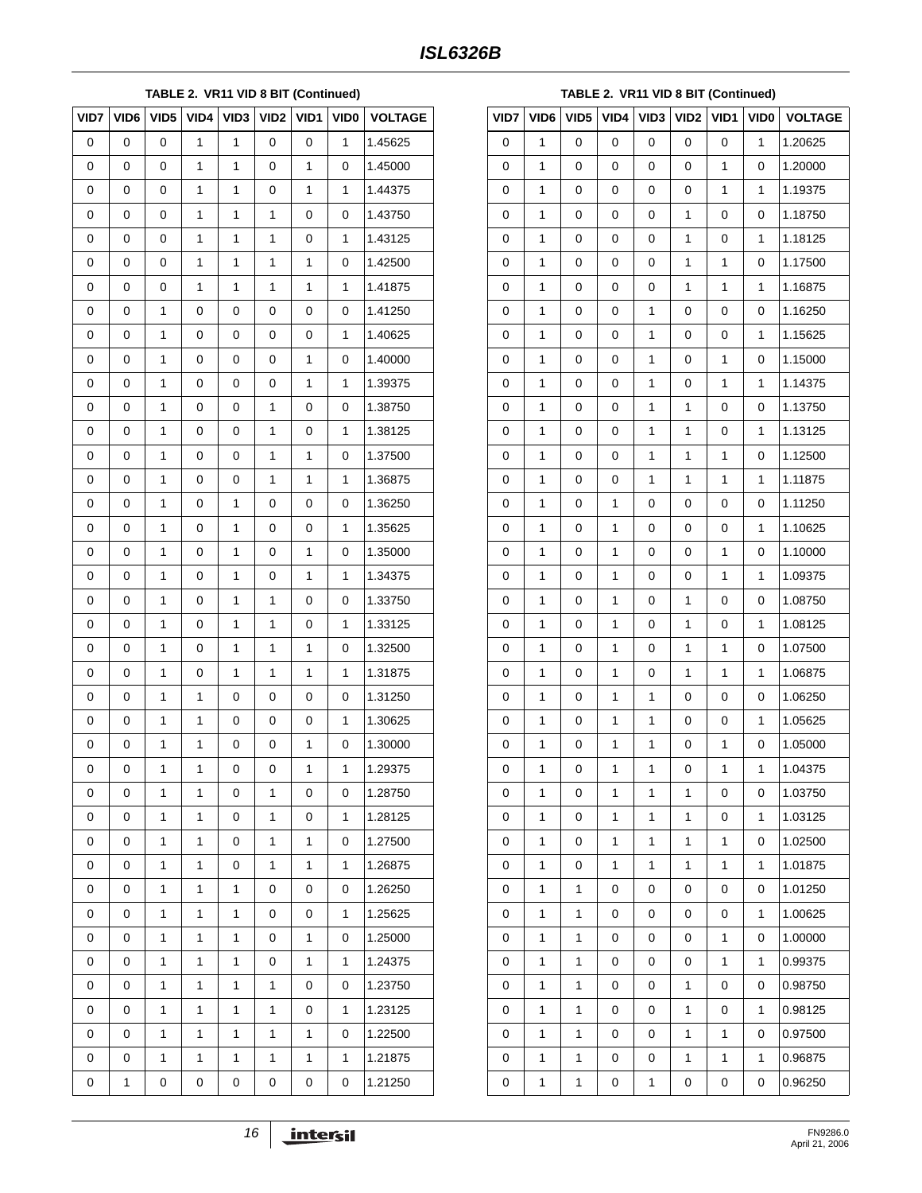**TABLE 2. VR11 VID 8 BIT (Continued)**

| VID7 | VID6 | VID5 | VID4 | VID3 | VID2 | VID1 | VID0 | VOLTAGE |
|---|---|---|---|---|---|---|---|---|
| 0 | 0 | 0 | 1 | 1 | 0 | 0 | 1 | 1.45625 |
| 0 | 0 | 0 | 1 | 1 | 0 | 1 | 0 | 1.45000 |
| 0 | 0 | 0 | 1 | 1 | 0 | 1 | 1 | 1.44375 |
| 0 | 0 | 0 | 1 | 1 | 1 | 0 | 0 | 1.43750 |
| 0 | 0 | 0 | 1 | 1 | 1 | 0 | 1 | 1.43125 |
| 0 | 0 | 0 | 1 | 1 | 1 | 1 | 0 | 1.42500 |
| 0 | 0 | 0 | 1 | 1 | 1 | 1 | 1 | 1.41875 |
| 0 | 0 | 1 | 0 | 0 | 0 | 0 | 0 | 1.41250 |
| 0 | 0 | 1 | 0 | 0 | 0 | 0 | 1 | 1.40625 |
| 0 | 0 | 1 | 0 | 0 | 0 | 1 | 0 | 1.40000 |
| 0 | 0 | 1 | 0 | 0 | 0 | 1 | 1 | 1.39375 |
| 0 | 0 | 1 | 0 | 0 | 1 | 0 | 0 | 1.38750 |
| 0 | 0 | 1 | 0 | 0 | 1 | 0 | 1 | 1.38125 |
| 0 | 0 | 1 | 0 | 0 | 1 | 1 | 0 | 1.37500 |
| 0 | 0 | 1 | 0 | 0 | 1 | 1 | 1 | 1.36875 |
| 0 | 0 | 1 | 0 | 1 | 0 | 0 | 0 | 1.36250 |
| 0 | 0 | 1 | 0 | 1 | 0 | 0 | 1 | 1.35625 |
| 0 | 0 | 1 | 0 | 1 | 0 | 1 | 0 | 1.35000 |
| 0 | 0 | 1 | 0 | 1 | 0 | 1 | 1 | 1.34375 |
| 0 | 0 | 1 | 0 | 1 | 1 | 0 | 0 | 1.33750 |
| 0 | 0 | 1 | 0 | 1 | 1 | 0 | 1 | 1.33125 |
| 0 | 0 | 1 | 0 | 1 | 1 | 1 | 0 | 1.32500 |
| 0 | 0 | 1 | 0 | 1 | 1 | 1 | 1 | 1.31875 |
| 0 | 0 | 1 | 1 | 0 | 0 | 0 | 0 | 1.31250 |
| 0 | 0 | 1 | 1 | 0 | 0 | 0 | 1 | 1.30625 |
| 0 | 0 | 1 | 1 | 0 | 0 | 1 | 0 | 1.30000 |
| 0 | 0 | 1 | 1 | 0 | 0 | 1 | 1 | 1.29375 |
| 0 | 0 | 1 | 1 | 0 | 1 | 0 | 0 | 1.28750 |
| 0 | 0 | 1 | 1 | 0 | 1 | 0 | 1 | 1.28125 |
| 0 | 0 | 1 | 1 | 0 | 1 | 1 | 0 | 1.27500 |
| 0 | 0 | 1 | 1 | 0 | 1 | 1 | 1 | 1.26875 |
| 0 | 0 | 1 | 1 | 1 | 0 | 0 | 0 | 1.26250 |
| 0 | 0 | 1 | 1 | 1 | 0 | 0 | 1 | 1.25625 |
| 0 | 0 | 1 | 1 | 1 | 0 | 1 | 0 | 1.25000 |
| 0 | 0 | 1 | 1 | 1 | 0 | 1 | 1 | 1.24375 |
| 0 | 0 | 1 | 1 | 1 | 1 | 0 | 0 | 1.23750 |
| 0 | 0 | 1 | 1 | 1 | 1 | 0 | 1 | 1.23125 |
| 0 | 0 | 1 | 1 | 1 | 1 | 1 | 0 | 1.22500 |
| 0 | 0 | 1 | 1 | 1 | 1 | 1 | 1 | 1.21875 |
| 0 | 1 | 0 | 0 | 0 | 0 | 0 | 0 | 1.21250 |
| 0 | 1 | 0 | 0 | 0 | 0 | 0 | 1 | 1.20625 |
| 0 | 1 | 0 | 0 | 0 | 0 | 1 | 0 | 1.20000 |
| 0 | 1 | 0 | 0 | 0 | 0 | 1 | 1 | 1.19375 |
| 0 | 1 | 0 | 0 | 0 | 1 | 0 | 0 | 1.18750 |
| 0 | 1 | 0 | 0 | 0 | 1 | 0 | 1 | 1.18125 |
| 0 | 1 | 0 | 0 | 0 | 1 | 1 | 0 | 1.17500 |
| 0 | 1 | 0 | 0 | 0 | 1 | 1 | 1 | 1.16875 |
| 0 | 1 | 0 | 0 | 1 | 0 | 0 | 0 | 1.16250 |
| 0 | 1 | 0 | 0 | 1 | 0 | 0 | 1 | 1.15625 |
| 0 | 1 | 0 | 0 | 1 | 0 | 1 | 0 | 1.15000 |
| 0 | 1 | 0 | 0 | 1 | 0 | 1 | 1 | 1.14375 |
| 0 | 1 | 0 | 0 | 1 | 1 | 0 | 0 | 1.13750 |
| 0 | 1 | 0 | 0 | 1 | 1 | 0 | 1 | 1.13125 |
| 0 | 1 | 0 | 0 | 1 | 1 | 1 | 0 | 1.12500 |
| 0 | 1 | 0 | 0 | 1 | 1 | 1 | 1 | 1.11875 |
| 0 | 1 | 0 | 1 | 0 | 0 | 0 | 0 | 1.11250 |
| 0 | 1 | 0 | 1 | 0 | 0 | 0 | 1 | 1.10625 |
| 0 | 1 | 0 | 1 | 0 | 0 | 1 | 0 | 1.10000 |
| 0 | 1 | 0 | 1 | 0 | 0 | 1 | 1 | 1.09375 |
| 0 | 1 | 0 | 1 | 0 | 1 | 0 | 0 | 1.08750 |
| 0 | 1 | 0 | 1 | 0 | 1 | 0 | 1 | 1.08125 |
| 0 | 1 | 0 | 1 | 0 | 1 | 1 | 0 | 1.07500 |
| 0 | 1 | 0 | 1 | 0 | 1 | 1 | 1 | 1.06875 |
| 0 | 1 | 0 | 1 | 1 | 0 | 0 | 0 | 1.06250 |
| 0 | 1 | 0 | 1 | 1 | 0 | 0 | 1 | 1.05625 |
| 0 | 1 | 0 | 1 | 1 | 0 | 1 | 0 | 1.05000 |
| 0 | 1 | 0 | 1 | 1 | 0 | 1 | 1 | 1.04375 |
| 0 | 1 | 0 | 1 | 1 | 1 | 0 | 0 | 1.03750 |
| 0 | 1 | 0 | 1 | 1 | 1 | 0 | 1 | 1.03125 |
| 0 | 1 | 0 | 1 | 1 | 1 | 1 | 0 | 1.02500 |
| 0 | 1 | 0 | 1 | 1 | 1 | 1 | 1 | 1.01875 |
| 0 | 1 | 1 | 0 | 0 | 0 | 0 | 0 | 1.01250 |
| 0 | 1 | 1 | 0 | 0 | 0 | 0 | 1 | 1.00625 |
| 0 | 1 | 1 | 0 | 0 | 0 | 1 | 0 | 1.00000 |
| 0 | 1 | 1 | 0 | 0 | 0 | 1 | 1 | 0.99375 |
| 0 | 1 | 1 | 0 | 0 | 1 | 0 | 0 | 0.98750 |
| 0 | 1 | 1 | 0 | 0 | 1 | 0 | 1 | 0.98125 |
| 0 | 1 | 1 | 0 | 0 | 1 | 1 | 0 | 0.97500 |
| 0 | 1 | 1 | 0 | 0 | 1 | 1 | 1 | 0.96875 |
| 0 | 1 | 1 | 0 | 1 | 0 | 0 | 0 | 0.96250 |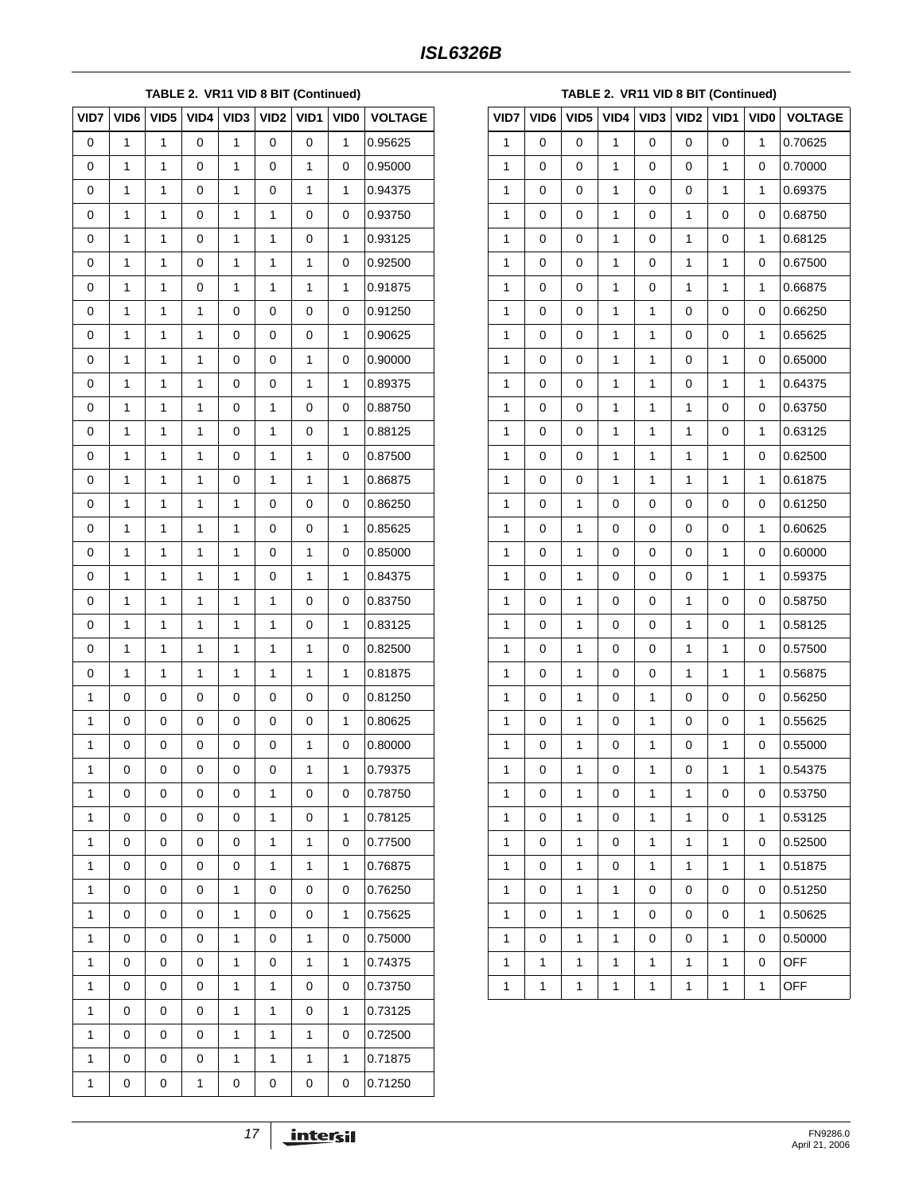**TABLE 2. VR11 VID 8 BIT (Continued)**

| VID7 | VID6 | VID5 | VID4 | VID3 | VID2 | VID1 | VID0 | VOLTAGE |
|---|---|---|---|---|---|---|---|---|
| 0 | 1 | 1 | 0 | 1 | 0 | 0 | 1 | 0.95625 |
| 0 | 1 | 1 | 0 | 1 | 0 | 1 | 0 | 0.95000 |
| 0 | 1 | 1 | 0 | 1 | 0 | 1 | 1 | 0.94375 |
| 0 | 1 | 1 | 0 | 1 | 1 | 0 | 0 | 0.93750 |
| 0 | 1 | 1 | 0 | 1 | 1 | 0 | 1 | 0.93125 |
| 0 | 1 | 1 | 0 | 1 | 1 | 1 | 0 | 0.92500 |
| 0 | 1 | 1 | 0 | 1 | 1 | 1 | 1 | 0.91875 |
| 0 | 1 | 1 | 1 | 0 | 0 | 0 | 0 | 0.91250 |
| 0 | 1 | 1 | 1 | 0 | 0 | 0 | 1 | 0.90625 |
| 0 | 1 | 1 | 1 | 0 | 0 | 1 | 0 | 0.90000 |
| 0 | 1 | 1 | 1 | 0 | 0 | 1 | 1 | 0.89375 |
| 0 | 1 | 1 | 1 | 0 | 1 | 0 | 0 | 0.88750 |
| 0 | 1 | 1 | 1 | 0 | 1 | 0 | 1 | 0.88125 |
| 0 | 1 | 1 | 1 | 0 | 1 | 1 | 0 | 0.87500 |
| 0 | 1 | 1 | 1 | 0 | 1 | 1 | 1 | 0.86875 |
| 0 | 1 | 1 | 1 | 1 | 0 | 0 | 0 | 0.86250 |
| 0 | 1 | 1 | 1 | 1 | 0 | 0 | 1 | 0.85625 |
| 0 | 1 | 1 | 1 | 1 | 0 | 1 | 0 | 0.85000 |
| 0 | 1 | 1 | 1 | 1 | 0 | 1 | 1 | 0.84375 |
| 0 | 1 | 1 | 1 | 1 | 1 | 0 | 0 | 0.83750 |
| 0 | 1 | 1 | 1 | 1 | 1 | 0 | 1 | 0.83125 |
| 0 | 1 | 1 | 1 | 1 | 1 | 1 | 0 | 0.82500 |
| 0 | 1 | 1 | 1 | 1 | 1 | 1 | 1 | 0.81875 |
| 1 | 0 | 0 | 0 | 0 | 0 | 0 | 0 | 0.81250 |
| 1 | 0 | 0 | 0 | 0 | 0 | 0 | 1 | 0.80625 |
| 1 | 0 | 0 | 0 | 0 | 0 | 1 | 0 | 0.80000 |
| 1 | 0 | 0 | 0 | 0 | 0 | 1 | 1 | 0.79375 |
| 1 | 0 | 0 | 0 | 0 | 1 | 0 | 0 | 0.78750 |
| 1 | 0 | 0 | 0 | 0 | 1 | 0 | 1 | 0.78125 |
| 1 | 0 | 0 | 0 | 0 | 1 | 1 | 0 | 0.77500 |
| 1 | 0 | 0 | 0 | 0 | 1 | 1 | 1 | 0.76875 |
| 1 | 0 | 0 | 0 | 1 | 0 | 0 | 0 | 0.76250 |
| 1 | 0 | 0 | 0 | 1 | 0 | 0 | 1 | 0.75625 |
| 1 | 0 | 0 | 0 | 1 | 0 | 1 | 0 | 0.75000 |
| 1 | 0 | 0 | 0 | 1 | 0 | 1 | 1 | 0.74375 |
| 1 | 0 | 0 | 0 | 1 | 1 | 0 | 0 | 0.73750 |
| 1 | 0 | 0 | 0 | 1 | 1 | 0 | 1 | 0.73125 |
| 1 | 0 | 0 | 0 | 1 | 1 | 1 | 0 | 0.72500 |
| 1 | 0 | 0 | 0 | 1 | 1 | 1 | 1 | 0.71875 |
| 1 | 0 | 0 | 1 | 0 | 0 | 0 | 0 | 0.71250 |
| 1 | 0 | 0 | 1 | 0 | 0 | 0 | 1 | 0.70625 |
| 1 | 0 | 0 | 1 | 0 | 0 | 1 | 0 | 0.70000 |
| 1 | 0 | 0 | 1 | 0 | 0 | 1 | 1 | 0.69375 |
| 1 | 0 | 0 | 1 | 0 | 1 | 0 | 0 | 0.68750 |
| 1 | 0 | 0 | 1 | 0 | 1 | 0 | 1 | 0.68125 |
| 1 | 0 | 0 | 1 | 0 | 1 | 1 | 0 | 0.67500 |
| 1 | 0 | 0 | 1 | 0 | 1 | 1 | 1 | 0.66875 |
| 1 | 0 | 0 | 1 | 1 | 0 | 0 | 0 | 0.66250 |
| 1 | 0 | 0 | 1 | 1 | 0 | 0 | 1 | 0.65625 |
| 1 | 0 | 0 | 1 | 1 | 0 | 1 | 0 | 0.65000 |
| 1 | 0 | 0 | 1 | 1 | 0 | 1 | 1 | 0.64375 |
| 1 | 0 | 0 | 1 | 1 | 1 | 0 | 0 | 0.63750 |
| 1 | 0 | 0 | 1 | 1 | 1 | 0 | 1 | 0.63125 |
| 1 | 0 | 0 | 1 | 1 | 1 | 1 | 0 | 0.62500 |
| 1 | 0 | 0 | 1 | 1 | 1 | 1 | 1 | 0.61875 |
| 1 | 0 | 1 | 0 | 0 | 0 | 0 | 0 | 0.61250 |
| 1 | 0 | 1 | 0 | 0 | 0 | 0 | 1 | 0.60625 |
| 1 | 0 | 1 | 0 | 0 | 0 | 1 | 0 | 0.60000 |
| 1 | 0 | 1 | 0 | 0 | 0 | 1 | 1 | 0.59375 |
| 1 | 0 | 1 | 0 | 0 | 1 | 0 | 0 | 0.58750 |
| 1 | 0 | 1 | 0 | 0 | 1 | 0 | 1 | 0.58125 |
| 1 | 0 | 1 | 0 | 0 | 1 | 1 | 0 | 0.57500 |
| 1 | 0 | 1 | 0 | 0 | 1 | 1 | 1 | 0.56875 |
| 1 | 0 | 1 | 0 | 1 | 0 | 0 | 0 | 0.56250 |
| 1 | 0 | 1 | 0 | 1 | 0 | 0 | 1 | 0.55625 |
| 1 | 0 | 1 | 0 | 1 | 0 | 1 | 0 | 0.55000 |
| 1 | 0 | 1 | 0 | 1 | 0 | 1 | 1 | 0.54375 |
| 1 | 0 | 1 | 0 | 1 | 1 | 0 | 0 | 0.53750 |
| 1 | 0 | 1 | 0 | 1 | 1 | 0 | 1 | 0.53125 |
| 1 | 0 | 1 | 0 | 1 | 1 | 1 | 0 | 0.52500 |
| 1 | 0 | 1 | 0 | 1 | 1 | 1 | 1 | 0.51875 |
| 1 | 0 | 1 | 1 | 0 | 0 | 0 | 0 | 0.51250 |
| 1 | 0 | 1 | 1 | 0 | 0 | 0 | 1 | 0.50625 |
| 1 | 0 | 1 | 1 | 0 | 0 | 1 | 0 | 0.50000 |
| 1 | 1 | 1 | 1 | 1 | 1 | 1 | 0 | OFF |
| 1 | 1 | 1 | 1 | 1 | 1 | 1 | 1 | OFF |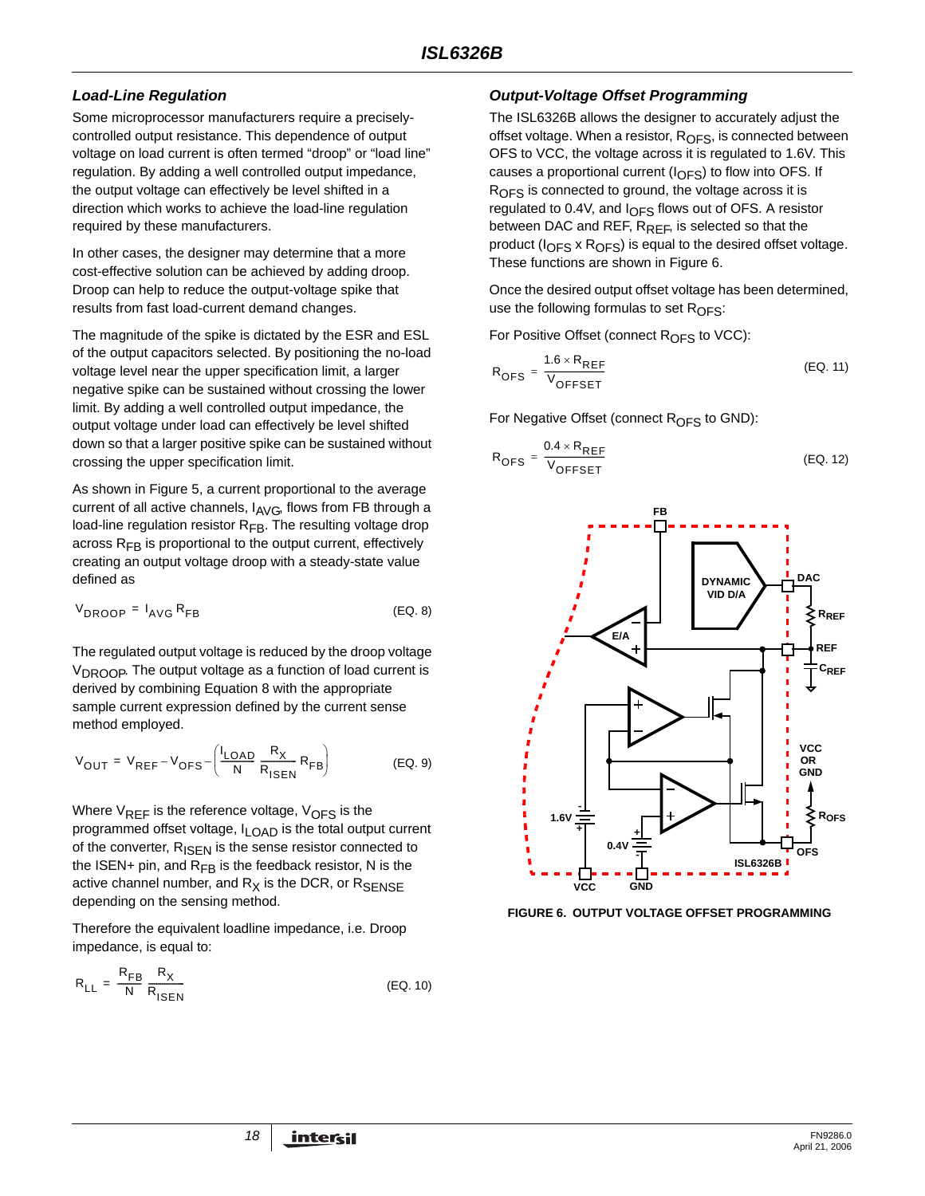## Load-Line Regulation

Some microprocessor manufacturers require a precisely-controlled output resistance. This dependence of output voltage on load current is often termed "droop" or "load line" regulation. By adding a well controlled output impedance, the output voltage can effectively be level shifted in a direction which works to achieve the load-line regulation required by these manufacturers.

In other cases, the designer may determine that a more cost-effective solution can be achieved by adding droop. Droop can help to reduce the output-voltage spike that results from fast load-current demand changes.

The magnitude of the spike is dictated by the ESR and ESL of the output capacitors selected. By positioning the no-load voltage level near the upper specification limit, a larger negative spike can be sustained without crossing the lower limit. By adding a well controlled output impedance, the output voltage under load can effectively be level shifted down so that a larger positive spike can be sustained without crossing the upper specification limit.

As shown in Figure 5, a current proportional to the average current of all active channels, $I_{AVG}$, flows from FB through a load-line regulation resistor $R_{FB}$. The resulting voltage drop across $R_{FB}$ is proportional to the output current, effectively creating an output voltage droop with a steady-state value defined as

$$V_{DROOP} = I_{AVG} R_{FB} \quad \text{(EQ. 8)}$$

The regulated output voltage is reduced by the droop voltage $V_{DROOP}$. The output voltage as a function of load current is derived by combining Equation 8 with the appropriate sample current expression defined by the current sense method employed.

$$V_{OUT} = V_{REF} - V_{OFS} - \left(\frac{I_{LOAD}}{N}\frac{R_X}{R_{ISEN}}R_{FB}\right) \quad \text{(EQ. 9)}$$

Where $V_{REF}$ is the reference voltage, $V_{OFS}$ is the programmed offset voltage, $I_{LOAD}$ is the total output current of the converter, $R_{ISEN}$ is the sense resistor connected to the ISEN+ pin, and $R_{FB}$ is the feedback resistor, N is the active channel number, and $R_X$ is the DCR, or $R_{SENSE}$ depending on the sensing method.

Therefore the equivalent loadline impedance, i.e. Droop impedance, is equal to:

$$R_{LL} = \frac{R_{FB}}{N}\frac{R_X}{R_{ISEN}} \quad \text{(EQ. 10)}$$

## Output-Voltage Offset Programming

The ISL6326B allows the designer to accurately adjust the offset voltage. When a resistor, $R_{OFS}$, is connected between OFS to VCC, the voltage across it is regulated to 1.6V. This causes a proportional current ($I_{OFS}$) to flow into OFS. If $R_{OFS}$ is connected to ground, the voltage across it is regulated to 0.4V, and $I_{OFS}$ flows out of OFS. A resistor between DAC and REF, $R_{REF}$, is selected so that the product ($I_{OFS}$ x $R_{OFS}$) is equal to the desired offset voltage. These functions are shown in Figure 6.

Once the desired output offset voltage has been determined, use the following formulas to set $R_{OFS}$:

For Positive Offset (connect $R_{OFS}$ to VCC):

$$R_{OFS} = \frac{1.6 \times R_{REF}}{V_{OFFSET}} \quad \text{(EQ. 11)}$$

For Negative Offset (connect $R_{OFS}$ to GND):

$$R_{OFS} = \frac{0.4 \times R_{REF}}{V_{OFFSET}} \quad \text{(EQ. 12)}$$

FIGURE 6. OUTPUT VOLTAGE OFFSET PROGRAMMING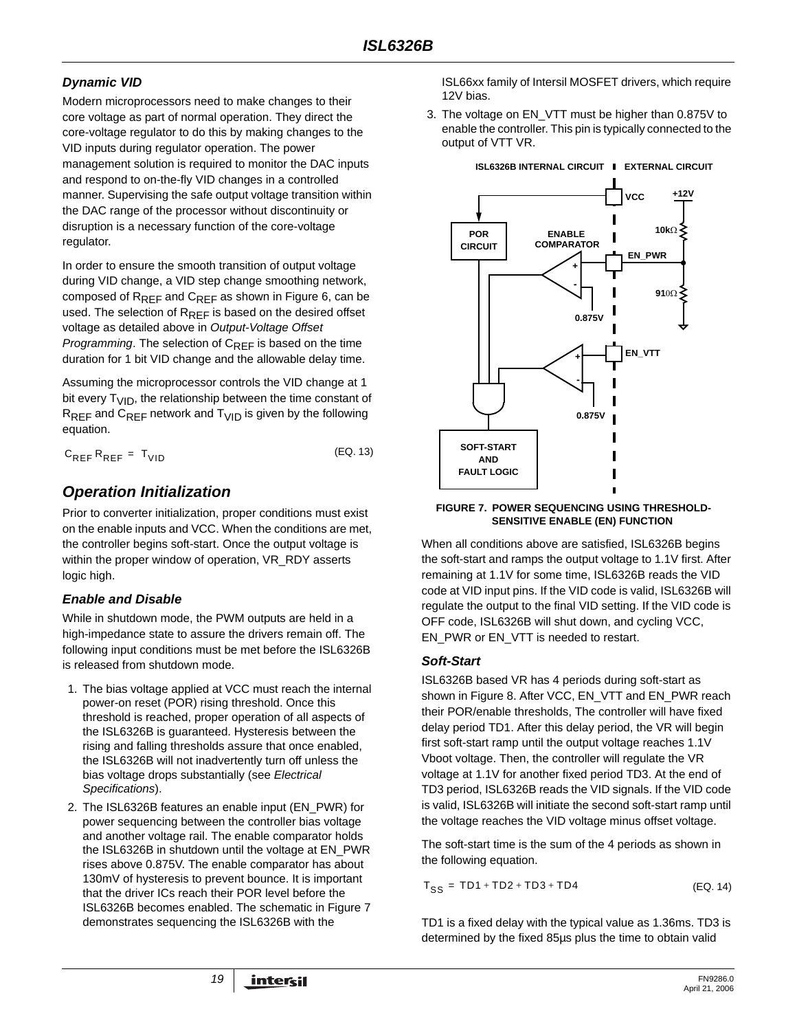### *Dynamic VID*

Modern microprocessors need to make changes to their core voltage as part of normal operation. They direct the core-voltage regulator to do this by making changes to the VID inputs during regulator operation. The power management solution is required to monitor the DAC inputs and respond to on-the-fly VID changes in a controlled manner. Supervising the safe output voltage transition within the DAC range of the processor without discontinuity or disruption is a necessary function of the core-voltage regulator.

In order to ensure the smooth transition of output voltage during VID change, a VID step change smoothing network, composed of $R_{REF}$ and $C_{REF}$ as shown in Figure 6, can be used. The selection of $R_{REF}$ is based on the desired offset voltage as detailed above in *Output-Voltage Offset Programming*. The selection of $C_{REF}$ is based on the time duration for 1 bit VID change and the allowable delay time.

Assuming the microprocessor controls the VID change at 1 bit every $T_{VID}$, the relationship between the time constant of $R_{REF}$ and $C_{REF}$ network and $T_{VID}$ is given by the following equation.

$$C_{REF} R_{REF} = T_{VID} \tag{EQ. 13}$$

## *Operation Initialization*

Prior to converter initialization, proper conditions must exist on the enable inputs and VCC. When the conditions are met, the controller begins soft-start. Once the output voltage is within the proper window of operation, VR_RDY asserts logic high.

### *Enable and Disable*

While in shutdown mode, the PWM outputs are held in a high-impedance state to assure the drivers remain off. The following input conditions must be met before the ISL6326B is released from shutdown mode.

1. The bias voltage applied at VCC must reach the internal power-on reset (POR) rising threshold. Once this threshold is reached, proper operation of all aspects of the ISL6326B is guaranteed. Hysteresis between the rising and falling thresholds assure that once enabled, the ISL6326B will not inadvertently turn off unless the bias voltage drops substantially (see *Electrical Specifications*).
2. The ISL6326B features an enable input (EN_PWR) for power sequencing between the controller bias voltage and another voltage rail. The enable comparator holds the ISL6326B in shutdown until the voltage at EN_PWR rises above 0.875V. The enable comparator has about 130mV of hysteresis to prevent bounce. It is important that the driver ICs reach their POR level before the ISL6326B becomes enabled. The schematic in Figure 7 demonstrates sequencing the ISL6326B with the ISL66xx family of Intersil MOSFET drivers, which require 12V bias.
3. The voltage on EN_VTT must be higher than 0.875V to enable the controller. This pin is typically connected to the output of VTT VR.

**FIGURE 7. POWER SEQUENCING USING THRESHOLD-SENSITIVE ENABLE (EN) FUNCTION**

When all conditions above are satisfied, ISL6326B begins the soft-start and ramps the output voltage to 1.1V first. After remaining at 1.1V for some time, ISL6326B reads the VID code at VID input pins. If the VID code is valid, ISL6326B will regulate the output to the final VID setting. If the VID code is OFF code, ISL6326B will shut down, and cycling VCC, EN_PWR or EN_VTT is needed to restart.

### *Soft-Start*

ISL6326B based VR has 4 periods during soft-start as shown in Figure 8. After VCC, EN_VTT and EN_PWR reach their POR/enable thresholds, The controller will have fixed delay period TD1. After this delay period, the VR will begin first soft-start ramp until the output voltage reaches 1.1V Vboot voltage. Then, the controller will regulate the VR voltage at 1.1V for another fixed period TD3. At the end of TD3 period, ISL6326B reads the VID signals. If the VID code is valid, ISL6326B will initiate the second soft-start ramp until the voltage reaches the VID voltage minus offset voltage.

The soft-start time is the sum of the 4 periods as shown in the following equation.

$$T_{SS} = TD1 + TD2 + TD3 + TD4 \tag{EQ. 14}$$

TD1 is a fixed delay with the typical value as 1.36ms. TD3 is determined by the fixed 85μs plus the time to obtain valid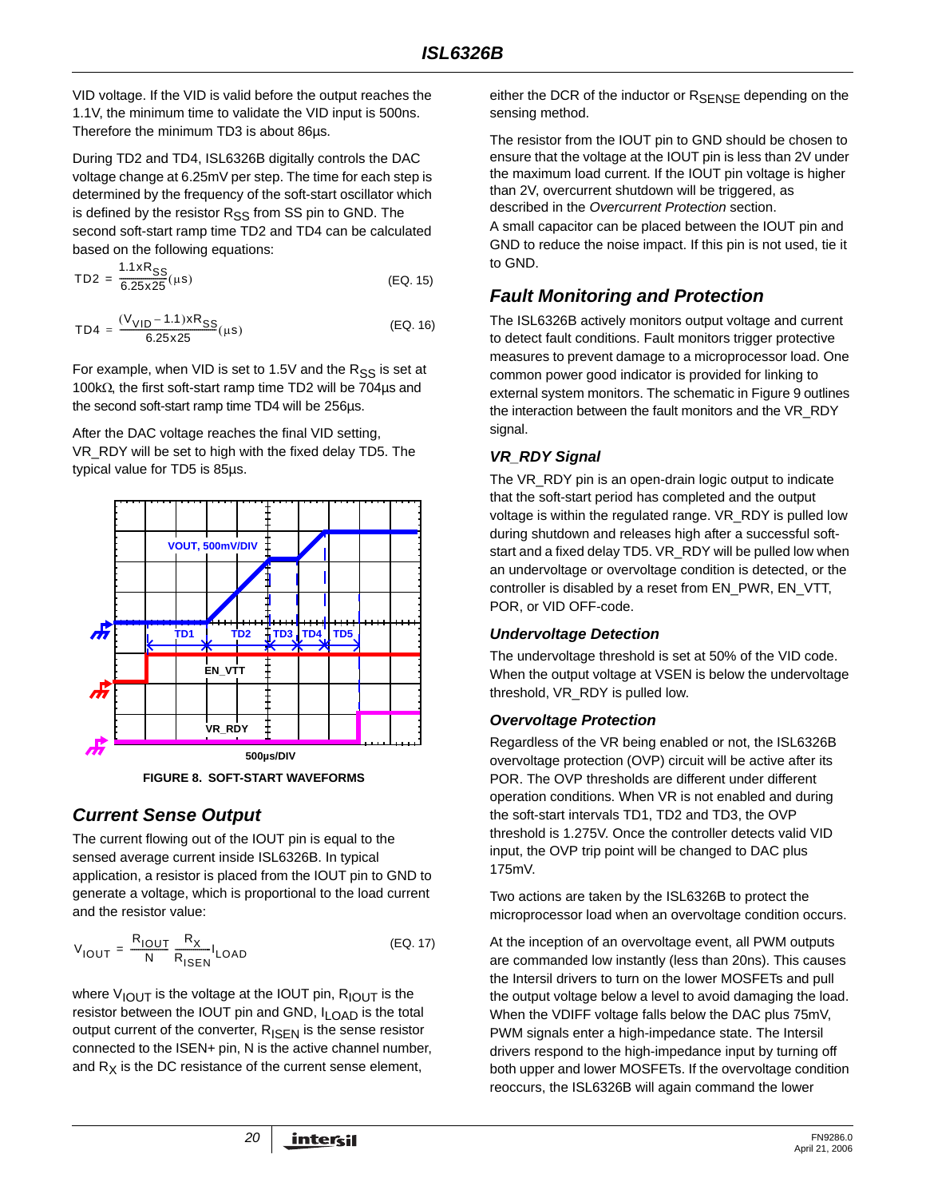VID voltage. If the VID is valid before the output reaches the 1.1V, the minimum time to validate the VID input is 500ns. Therefore the minimum TD3 is about 86µs.

During TD2 and TD4, ISL6326B digitally controls the DAC voltage change at 6.25mV per step. The time for each step is determined by the frequency of the soft-start oscillator which is defined by the resistor $R_{SS}$ from SS pin to GND. The second soft-start ramp time TD2 and TD4 can be calculated based on the following equations:

$$TD2 = \frac{1.1 \times R_{SS}}{6.25 \times 25}(\mu s) \qquad \text{(EQ. 15)}$$

$$TD4 = \frac{(V_{VID} - 1.1) \times R_{SS}}{6.25 \times 25}(\mu s) \qquad \text{(EQ. 16)}$$

For example, when VID is set to 1.5V and the $R_{SS}$ is set at 100kΩ, the first soft-start ramp time TD2 will be 704µs and the second soft-start ramp time TD4 will be 256µs.

After the DAC voltage reaches the final VID setting, VR_RDY will be set to high with the fixed delay TD5. The typical value for TD5 is 85µs.

FIGURE 8. SOFT-START WAVEFORMS

## Current Sense Output

The current flowing out of the IOUT pin is equal to the sensed average current inside ISL6326B. In typical application, a resistor is placed from the IOUT pin to GND to generate a voltage, which is proportional to the load current and the resistor value:

$$V_{IOUT} = \frac{R_{IOUT}}{N} \frac{R_X}{R_{ISEN}} I_{LOAD} \qquad \text{(EQ. 17)}$$

where $V_{IOUT}$ is the voltage at the IOUT pin, $R_{IOUT}$ is the resistor between the IOUT pin and GND, $I_{LOAD}$ is the total output current of the converter, $R_{ISEN}$ is the sense resistor connected to the ISEN+ pin, N is the active channel number, and $R_X$ is the DC resistance of the current sense element, either the DCR of the inductor or $R_{SENSE}$ depending on the sensing method.

The resistor from the IOUT pin to GND should be chosen to ensure that the voltage at the IOUT pin is less than 2V under the maximum load current. If the IOUT pin voltage is higher than 2V, overcurrent shutdown will be triggered, as described in the *Overcurrent Protection* section.

A small capacitor can be placed between the IOUT pin and GND to reduce the noise impact. If this pin is not used, tie it to GND.

## Fault Monitoring and Protection

The ISL6326B actively monitors output voltage and current to detect fault conditions. Fault monitors trigger protective measures to prevent damage to a microprocessor load. One common power good indicator is provided for linking to external system monitors. The schematic in Figure 9 outlines the interaction between the fault monitors and the VR_RDY signal.

### VR_RDY Signal

The VR_RDY pin is an open-drain logic output to indicate that the soft-start period has completed and the output voltage is within the regulated range. VR_RDY is pulled low during shutdown and releases high after a successful soft-start and a fixed delay TD5. VR_RDY will be pulled low when an undervoltage or overvoltage condition is detected, or the controller is disabled by a reset from EN_PWR, EN_VTT, POR, or VID OFF-code.

### Undervoltage Detection

The undervoltage threshold is set at 50% of the VID code. When the output voltage at VSEN is below the undervoltage threshold, VR_RDY is pulled low.

### Overvoltage Protection

Regardless of the VR being enabled or not, the ISL6326B overvoltage protection (OVP) circuit will be active after its POR. The OVP thresholds are different under different operation conditions. When VR is not enabled and during the soft-start intervals TD1, TD2 and TD3, the OVP threshold is 1.275V. Once the controller detects valid VID input, the OVP trip point will be changed to DAC plus 175mV.

Two actions are taken by the ISL6326B to protect the microprocessor load when an overvoltage condition occurs.

At the inception of an overvoltage event, all PWM outputs are commanded low instantly (less than 20ns). This causes the Intersil drivers to turn on the lower MOSFETs and pull the output voltage below a level to avoid damaging the load. When the VDIFF voltage falls below the DAC plus 75mV, PWM signals enter a high-impedance state. The Intersil drivers respond to the high-impedance input by turning off both upper and lower MOSFETs. If the overvoltage condition reoccurs, the ISL6326B will again command the lower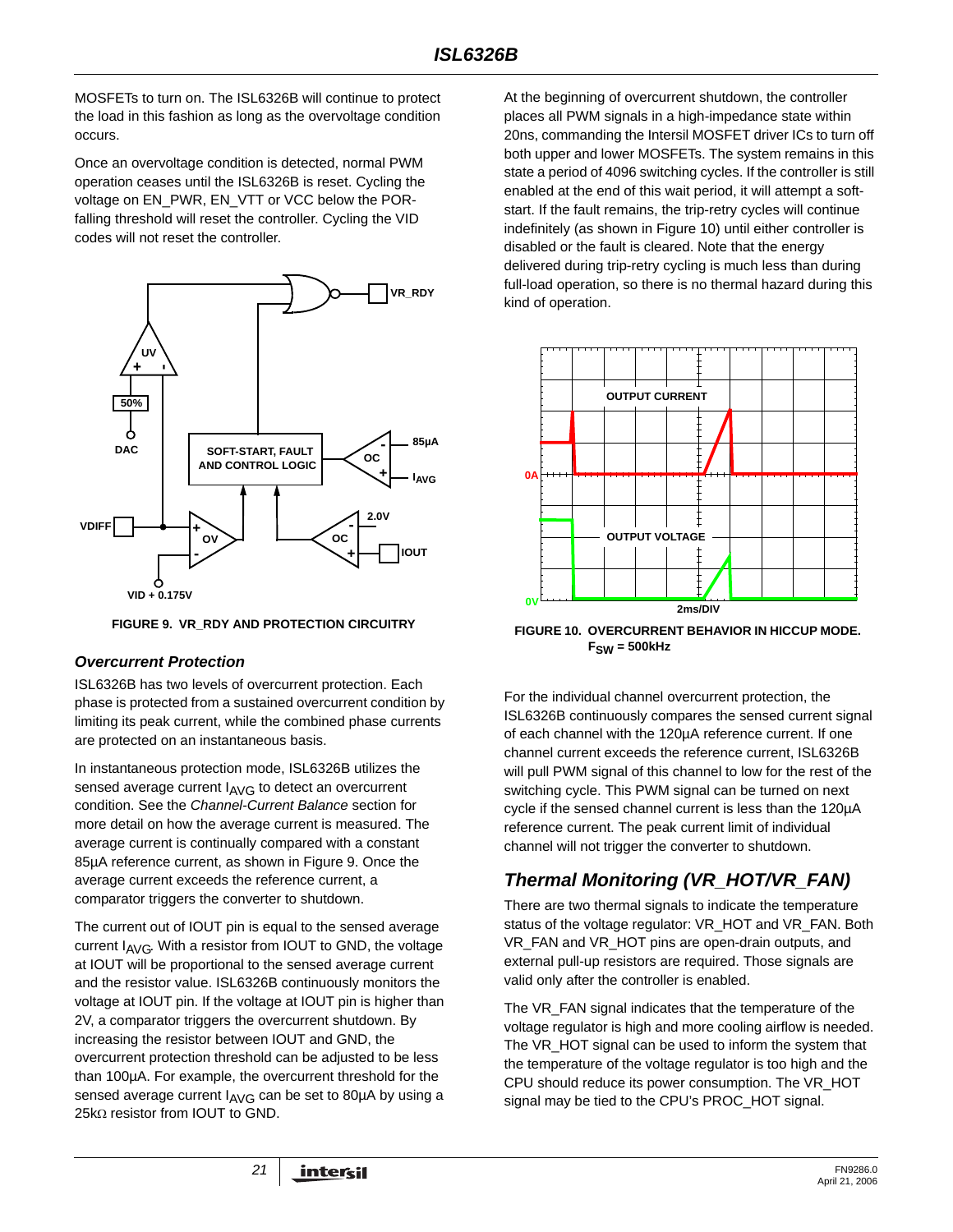MOSFETs to turn on. The ISL6326B will continue to protect the load in this fashion as long as the overvoltage condition occurs.

Once an overvoltage condition is detected, normal PWM operation ceases until the ISL6326B is reset. Cycling the voltage on EN_PWR, EN_VTT or VCC below the POR-falling threshold will reset the controller. Cycling the VID codes will not reset the controller.

**FIGURE 9. VR_RDY AND PROTECTION CIRCUITRY**

### *Overcurrent Protection*

ISL6326B has two levels of overcurrent protection. Each phase is protected from a sustained overcurrent condition by limiting its peak current, while the combined phase currents are protected on an instantaneous basis.

In instantaneous protection mode, ISL6326B utilizes the sensed average current $I_{AVG}$ to detect an overcurrent condition. See the *Channel-Current Balance* section for more detail on how the average current is measured. The average current is continually compared with a constant 85µA reference current, as shown in Figure 9. Once the average current exceeds the reference current, a comparator triggers the converter to shutdown.

The current out of IOUT pin is equal to the sensed average current $I_{AVG}$. With a resistor from IOUT to GND, the voltage at IOUT will be proportional to the sensed average current and the resistor value. ISL6326B continuously monitors the voltage at IOUT pin. If the voltage at IOUT pin is higher than 2V, a comparator triggers the overcurrent shutdown. By increasing the resistor between IOUT and GND, the overcurrent protection threshold can be adjusted to be less than 100µA. For example, the overcurrent threshold for the sensed average current $I_{AVG}$ can be set to 80µA by using a 25kΩ resistor from IOUT to GND.

At the beginning of overcurrent shutdown, the controller places all PWM signals in a high-impedance state within 20ns, commanding the Intersil MOSFET driver ICs to turn off both upper and lower MOSFETs. The system remains in this state a period of 4096 switching cycles. If the controller is still enabled at the end of this wait period, it will attempt a soft-start. If the fault remains, the trip-retry cycles will continue indefinitely (as shown in Figure 10) until either controller is disabled or the fault is cleared. Note that the energy delivered during trip-retry cycling is much less than during full-load operation, so there is no thermal hazard during this kind of operation.

**FIGURE 10. OVERCURRENT BEHAVIOR IN HICCUP MODE. $F_{SW}$ = 500kHz**

For the individual channel overcurrent protection, the ISL6326B continuously compares the sensed current signal of each channel with the 120µA reference current. If one channel current exceeds the reference current, ISL6326B will pull PWM signal of this channel to low for the rest of the switching cycle. This PWM signal can be turned on next cycle if the sensed channel current is less than the 120µA reference current. The peak current limit of individual channel will not trigger the converter to shutdown.

## *Thermal Monitoring (VR_HOT/VR_FAN)*

There are two thermal signals to indicate the temperature status of the voltage regulator: VR_HOT and VR_FAN. Both VR_FAN and VR_HOT pins are open-drain outputs, and external pull-up resistors are required. Those signals are valid only after the controller is enabled.

The VR_FAN signal indicates that the temperature of the voltage regulator is high and more cooling airflow is needed. The VR_HOT signal can be used to inform the system that the temperature of the voltage regulator is too high and the CPU should reduce its power consumption. The VR_HOT signal may be tied to the CPU's PROC_HOT signal.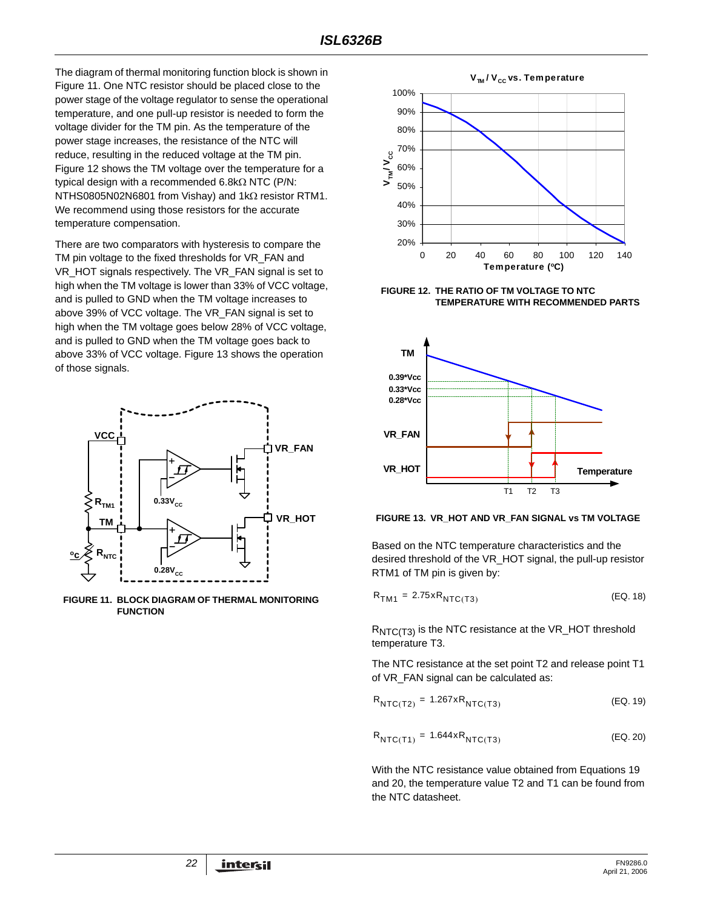The diagram of thermal monitoring function block is shown in Figure 11. One NTC resistor should be placed close to the power stage of the voltage regulator to sense the operational temperature, and one pull-up resistor is needed to form the voltage divider for the TM pin. As the temperature of the power stage increases, the resistance of the NTC will reduce, resulting in the reduced voltage at the TM pin. Figure 12 shows the TM voltage over the temperature for a typical design with a recommended 6.8kΩ NTC (P/N: NTHS0805N02N6801 from Vishay) and 1kΩ resistor RTM1. We recommend using those resistors for the accurate temperature compensation.

There are two comparators with hysteresis to compare the TM pin voltage to the fixed thresholds for VR_FAN and VR_HOT signals respectively. The VR_FAN signal is set to high when the TM voltage is lower than 33% of VCC voltage, and is pulled to GND when the TM voltage increases to above 39% of VCC voltage. The VR_FAN signal is set to high when the TM voltage goes below 28% of VCC voltage, and is pulled to GND when the TM voltage goes back to above 33% of VCC voltage. Figure 13 shows the operation of those signals.

**FIGURE 11. BLOCK DIAGRAM OF THERMAL MONITORING FUNCTION**

**FIGURE 12. THE RATIO OF TM VOLTAGE TO NTC TEMPERATURE WITH RECOMMENDED PARTS**

**FIGURE 13. VR_HOT AND VR_FAN SIGNAL vs TM VOLTAGE**

Based on the NTC temperature characteristics and the desired threshold of the VR_HOT signal, the pull-up resistor RTM1 of TM pin is given by:

$$R_{TM1} = 2.75 \times R_{NTC(T3)} \quad \text{(EQ. 18)}$$

$R_{NTC(T3)}$ is the NTC resistance at the VR_HOT threshold temperature T3.

The NTC resistance at the set point T2 and release point T1 of VR_FAN signal can be calculated as:

$$R_{NTC(T2)} = 1.267 \times R_{NTC(T3)} \quad \text{(EQ. 19)}$$

$$R_{NTC(T1)} = 1.644 \times R_{NTC(T3)} \quad \text{(EQ. 20)}$$

With the NTC resistance value obtained from Equations 19 and 20, the temperature value T2 and T1 can be found from the NTC datasheet.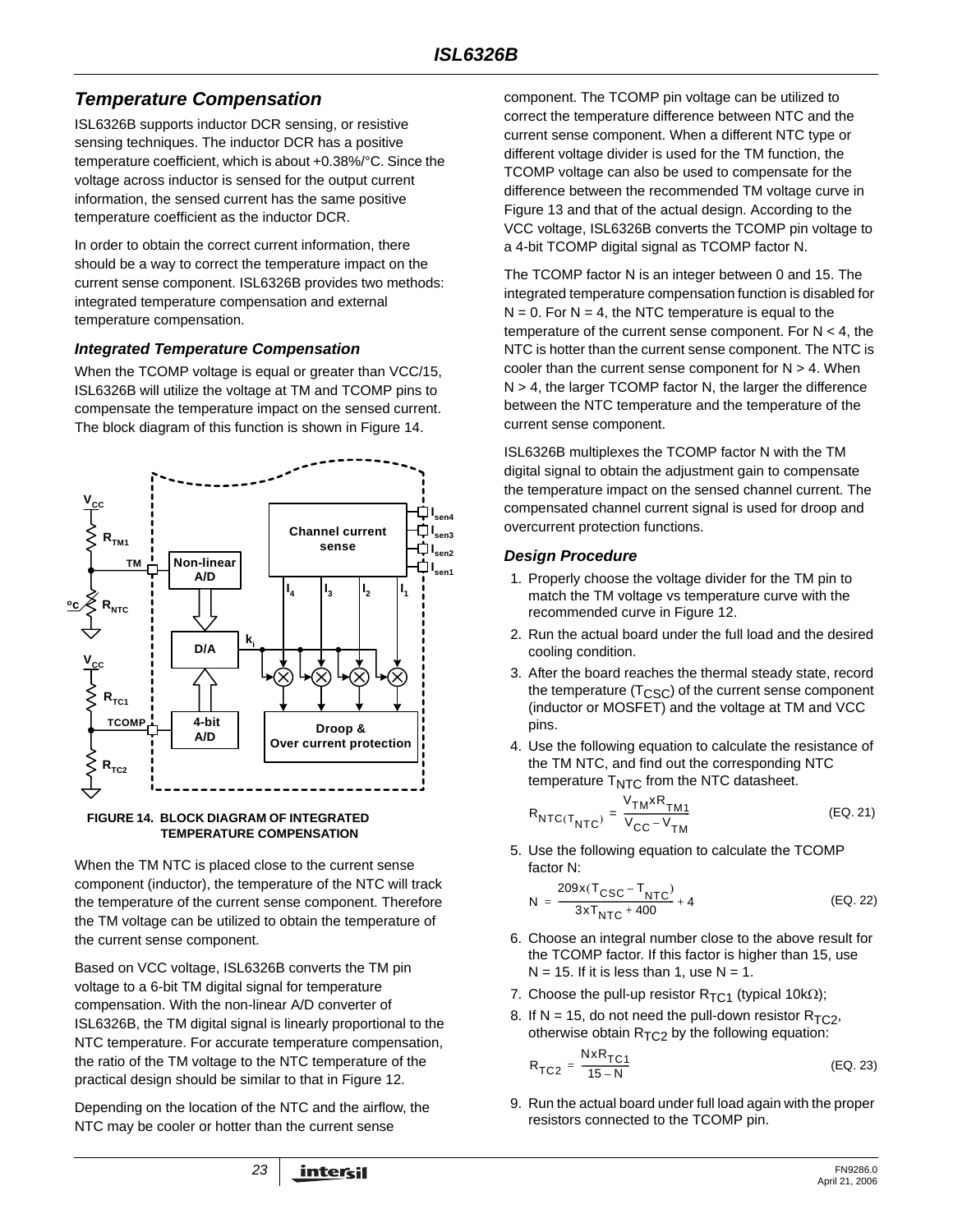## Temperature Compensation

ISL6326B supports inductor DCR sensing, or resistive sensing techniques. The inductor DCR has a positive temperature coefficient, which is about +0.38%/°C. Since the voltage across inductor is sensed for the output current information, the sensed current has the same positive temperature coefficient as the inductor DCR.

In order to obtain the correct current information, there should be a way to correct the temperature impact on the current sense component. ISL6326B provides two methods: integrated temperature compensation and external temperature compensation.

### Integrated Temperature Compensation

When the TCOMP voltage is equal or greater than VCC/15, ISL6326B will utilize the voltage at TM and TCOMP pins to compensate the temperature impact on the sensed current. The block diagram of this function is shown in Figure 14.

FIGURE 14. BLOCK DIAGRAM OF INTEGRATED TEMPERATURE COMPENSATION

When the TM NTC is placed close to the current sense component (inductor), the temperature of the NTC will track the temperature of the current sense component. Therefore the TM voltage can be utilized to obtain the temperature of the current sense component.

Based on VCC voltage, ISL6326B converts the TM pin voltage to a 6-bit TM digital signal for temperature compensation. With the non-linear A/D converter of ISL6326B, the TM digital signal is linearly proportional to the NTC temperature. For accurate temperature compensation, the ratio of the TM voltage to the NTC temperature of the practical design should be similar to that in Figure 12.

Depending on the location of the NTC and the airflow, the NTC may be cooler or hotter than the current sense component. The TCOMP pin voltage can be utilized to correct the temperature difference between NTC and the current sense component. When a different NTC type or different voltage divider is used for the TM function, the TCOMP voltage can also be used to compensate for the difference between the recommended TM voltage curve in Figure 13 and that of the actual design. According to the VCC voltage, ISL6326B converts the TCOMP pin voltage to a 4-bit TCOMP digital signal as TCOMP factor N.

The TCOMP factor N is an integer between 0 and 15. The integrated temperature compensation function is disabled for $N = 0$. For $N = 4$, the NTC temperature is equal to the temperature of the current sense component. For $N < 4$, the NTC is hotter than the current sense component. The NTC is cooler than the current sense component for $N > 4$. When $N > 4$, the larger TCOMP factor N, the larger the difference between the NTC temperature and the temperature of the current sense component.

ISL6326B multiplexes the TCOMP factor N with the TM digital signal to obtain the adjustment gain to compensate the temperature impact on the sensed channel current. The compensated channel current signal is used for droop and overcurrent protection functions.

### Design Procedure

1. Properly choose the voltage divider for the TM pin to match the TM voltage vs temperature curve with the recommended curve in Figure 12.
2. Run the actual board under the full load and the desired cooling condition.
3. After the board reaches the thermal steady state, record the temperature ($T_{CSC}$) of the current sense component (inductor or MOSFET) and the voltage at TM and VCC pins.
4. Use the following equation to calculate the resistance of the TM NTC, and find out the corresponding NTC temperature $T_{NTC}$ from the NTC datasheet.

$$R_{NTC(T_{NTC})} = \frac{V_{TM} x R_{TM1}}{V_{CC} - V_{TM}} \quad \text{(EQ. 21)}$$

5. Use the following equation to calculate the TCOMP factor N:

$$N = \frac{209x(T_{CSC} - T_{NTC})}{3xT_{NTC} + 400} + 4 \quad \text{(EQ. 22)}$$

6. Choose an integral number close to the above result for the TCOMP factor. If this factor is higher than 15, use $N = 15$. If it is less than 1, use $N = 1$.
7. Choose the pull-up resistor $R_{TC1}$ (typical 10kΩ);
8. If $N = 15$, do not need the pull-down resistor $R_{TC2}$, otherwise obtain $R_{TC2}$ by the following equation:

$$R_{TC2} = \frac{N x R_{TC1}}{15 - N} \quad \text{(EQ. 23)}$$

9. Run the actual board under full load again with the proper resistors connected to the TCOMP pin.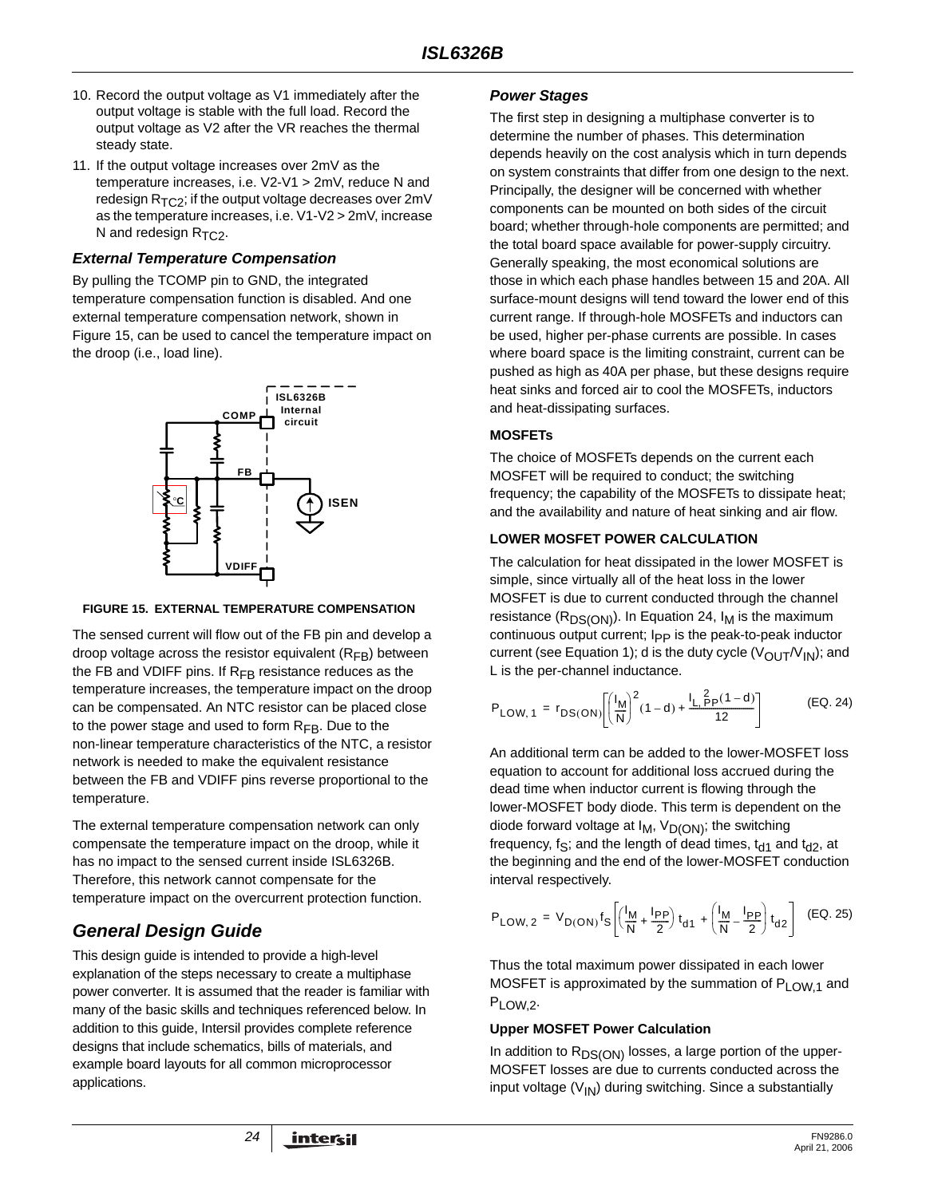10. Record the output voltage as V1 immediately after the output voltage is stable with the full load. Record the output voltage as V2 after the VR reaches the thermal steady state.
11. If the output voltage increases over 2mV as the temperature increases, i.e. V2-V1 > 2mV, reduce N and redesign $R_{TC2}$; if the output voltage decreases over 2mV as the temperature increases, i.e. V1-V2 > 2mV, increase N and redesign $R_{TC2}$.

### External Temperature Compensation

By pulling the TCOMP pin to GND, the integrated temperature compensation function is disabled. And one external temperature compensation network, shown in Figure 15, can be used to cancel the temperature impact on the droop (i.e., load line).

**FIGURE 15. EXTERNAL TEMPERATURE COMPENSATION**

The sensed current will flow out of the FB pin and develop a droop voltage across the resistor equivalent ($R_{FB}$) between the FB and VDIFF pins. If $R_{FB}$ resistance reduces as the temperature increases, the temperature impact on the droop can be compensated. An NTC resistor can be placed close to the power stage and used to form $R_{FB}$. Due to the non-linear temperature characteristics of the NTC, a resistor network is needed to make the equivalent resistance between the FB and VDIFF pins reverse proportional to the temperature.

The external temperature compensation network can only compensate the temperature impact on the droop, while it has no impact to the sensed current inside ISL6326B. Therefore, this network cannot compensate for the temperature impact on the overcurrent protection function.

## General Design Guide

This design guide is intended to provide a high-level explanation of the steps necessary to create a multiphase power converter. It is assumed that the reader is familiar with many of the basic skills and techniques referenced below. In addition to this guide, Intersil provides complete reference designs that include schematics, bills of materials, and example board layouts for all common microprocessor applications.

### Power Stages

The first step in designing a multiphase converter is to determine the number of phases. This determination depends heavily on the cost analysis which in turn depends on system constraints that differ from one design to the next. Principally, the designer will be concerned with whether components can be mounted on both sides of the circuit board; whether through-hole components are permitted; and the total board space available for power-supply circuitry. Generally speaking, the most economical solutions are those in which each phase handles between 15 and 20A. All surface-mount designs will tend toward the lower end of this current range. If through-hole MOSFETs and inductors can be used, higher per-phase currents are possible. In cases where board space is the limiting constraint, current can be pushed as high as 40A per phase, but these designs require heat sinks and forced air to cool the MOSFETs, inductors and heat-dissipating surfaces.

#### MOSFETs

The choice of MOSFETs depends on the current each MOSFET will be required to conduct; the switching frequency; the capability of the MOSFETs to dissipate heat; and the availability and nature of heat sinking and air flow.

#### LOWER MOSFET POWER CALCULATION

The calculation for heat dissipated in the lower MOSFET is simple, since virtually all of the heat loss in the lower MOSFET is due to current conducted through the channel resistance ($R_{DS(ON)}$). In Equation 24, $I_M$ is the maximum continuous output current; $I_{PP}$ is the peak-to-peak inductor current (see Equation 1); d is the duty cycle ($V_{OUT}/V_{IN}$); and L is the per-channel inductance.

$$P_{LOW,1} = r_{DS(ON)}\left[\left(\frac{I_M}{N}\right)^2(1-d) + \frac{I_{L,PP}^{\ 2}(1-d)}{12}\right] \quad \text{(EQ. 24)}$$

An additional term can be added to the lower-MOSFET loss equation to account for additional loss accrued during the dead time when inductor current is flowing through the lower-MOSFET body diode. This term is dependent on the diode forward voltage at $I_M$, $V_{D(ON)}$; the switching frequency, $f_S$; and the length of dead times, $t_{d1}$ and $t_{d2}$, at the beginning and the end of the lower-MOSFET conduction interval respectively.

$$P_{LOW,2} = V_{D(ON)} f_S\left[\left(\frac{I_M}{N} + \frac{I_{PP}}{2}\right)t_{d1} + \left(\frac{I_M}{N} - \frac{I_{PP}}{2}\right)t_{d2}\right] \quad \text{(EQ. 25)}$$

Thus the total maximum power dissipated in each lower MOSFET is approximated by the summation of $P_{LOW,1}$ and $P_{LOW,2}$.

#### Upper MOSFET Power Calculation

In addition to $R_{DS(ON)}$ losses, a large portion of the upper-MOSFET losses are due to currents conducted across the input voltage ($V_{IN}$) during switching. Since a substantially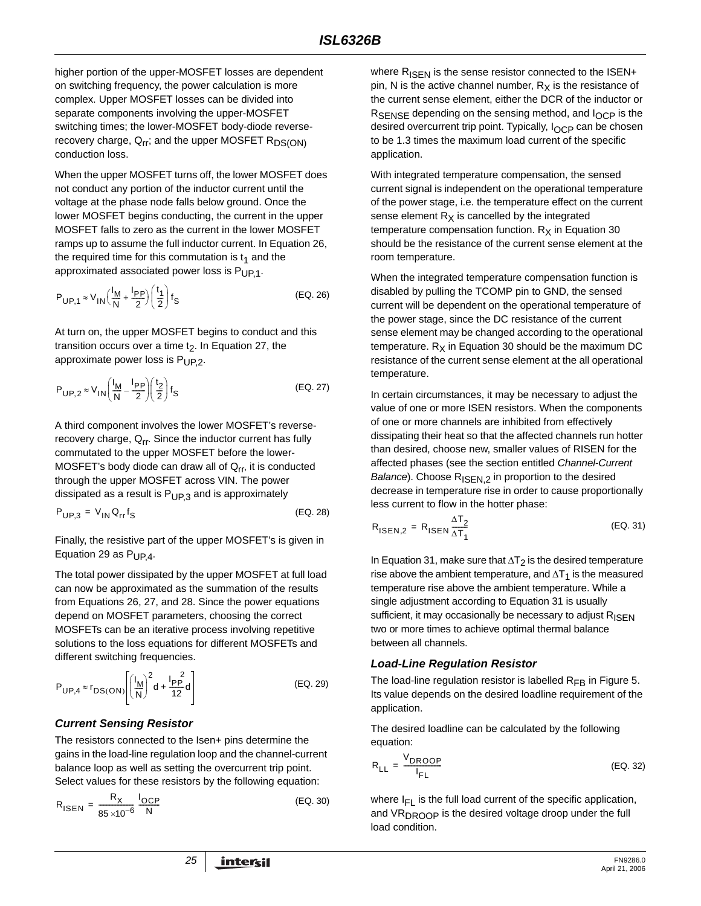higher portion of the upper-MOSFET losses are dependent on switching frequency, the power calculation is more complex. Upper MOSFET losses can be divided into separate components involving the upper-MOSFET switching times; the lower-MOSFET body-diode reverse-recovery charge, $Q_{rr}$; and the upper MOSFET $R_{DS(ON)}$ conduction loss.

When the upper MOSFET turns off, the lower MOSFET does not conduct any portion of the inductor current until the voltage at the phase node falls below ground. Once the lower MOSFET begins conducting, the current in the upper MOSFET falls to zero as the current in the lower MOSFET ramps up to assume the full inductor current. In Equation 26, the required time for this commutation is $t_1$ and the approximated associated power loss is $P_{UP,1}$.

$$P_{UP,1} \approx V_{IN}\left(\frac{I_M}{N} + \frac{I_{PP}}{2}\right)\left(\frac{t_1}{2}\right)f_S \tag{EQ. 26}$$

At turn on, the upper MOSFET begins to conduct and this transition occurs over a time $t_2$. In Equation 27, the approximate power loss is $P_{UP,2}$.

$$P_{UP,2} \approx V_{IN}\left(\frac{I_M}{N} - \frac{I_{PP}}{2}\right)\left(\frac{t_2}{2}\right)f_S \tag{EQ. 27}$$

A third component involves the lower MOSFET's reverse-recovery charge, $Q_{rr}$. Since the inductor current has fully commutated to the upper MOSFET before the lower-MOSFET's body diode can draw all of $Q_{rr}$, it is conducted through the upper MOSFET across VIN. The power dissipated as a result is $P_{UP,3}$ and is approximately

$$P_{UP,3} = V_{IN} Q_{rr} f_S \tag{EQ. 28}$$

Finally, the resistive part of the upper MOSFET's is given in Equation 29 as $P_{UP,4}$.

The total power dissipated by the upper MOSFET at full load can now be approximated as the summation of the results from Equations 26, 27, and 28. Since the power equations depend on MOSFET parameters, choosing the correct MOSFETs can be an iterative process involving repetitive solutions to the loss equations for different MOSFETs and different switching frequencies.

$$P_{UP,4} \approx r_{DS(ON)}\left[\left(\frac{I_M}{N}\right)^2 d + \frac{I_{PP}^2}{12} d\right] \tag{EQ. 29}$$

### *Current Sensing Resistor*

The resistors connected to the Isen+ pins determine the gains in the load-line regulation loop and the channel-current balance loop as well as setting the overcurrent trip point. Select values for these resistors by the following equation:

$$R_{ISEN} = \frac{R_X}{85 \times 10^{-6}} \frac{I_{OCP}}{N} \tag{EQ. 30}$$

where $R_{ISEN}$ is the sense resistor connected to the ISEN+ pin, N is the active channel number, $R_X$ is the resistance of the current sense element, either the DCR of the inductor or $R_{SENSE}$ depending on the sensing method, and $I_{OCP}$ is the desired overcurrent trip point. Typically, $I_{OCP}$ can be chosen to be 1.3 times the maximum load current of the specific application.

With integrated temperature compensation, the sensed current signal is independent on the operational temperature of the power stage, i.e. the temperature effect on the current sense element $R_X$ is cancelled by the integrated temperature compensation function. $R_X$ in Equation 30 should be the resistance of the current sense element at the room temperature.

When the integrated temperature compensation function is disabled by pulling the TCOMP pin to GND, the sensed current will be dependent on the operational temperature of the power stage, since the DC resistance of the current sense element may be changed according to the operational temperature. $R_X$ in Equation 30 should be the maximum DC resistance of the current sense element at the all operational temperature.

In certain circumstances, it may be necessary to adjust the value of one or more ISEN resistors. When the components of one or more channels are inhibited from effectively dissipating their heat so that the affected channels run hotter than desired, choose new, smaller values of RISEN for the affected phases (see the section entitled *Channel-Current Balance*). Choose $R_{ISEN,2}$ in proportion to the desired decrease in temperature rise in order to cause proportionally less current to flow in the hotter phase:

$$R_{ISEN,2} = R_{ISEN} \frac{\Delta T_2}{\Delta T_1} \tag{EQ. 31}$$

In Equation 31, make sure that $\Delta T_2$ is the desired temperature rise above the ambient temperature, and $\Delta T_1$ is the measured temperature rise above the ambient temperature. While a single adjustment according to Equation 31 is usually sufficient, it may occasionally be necessary to adjust $R_{ISEN}$ two or more times to achieve optimal thermal balance between all channels.

### *Load-Line Regulation Resistor*

The load-line regulation resistor is labelled $R_{FB}$ in Figure 5. Its value depends on the desired loadline requirement of the application.

The desired loadline can be calculated by the following equation:

$$R_{LL} = \frac{V_{DROOP}}{I_{FL}} \tag{EQ. 32}$$

where $I_{FL}$ is the full load current of the specific application, and $VR_{DROOP}$ is the desired voltage droop under the full load condition.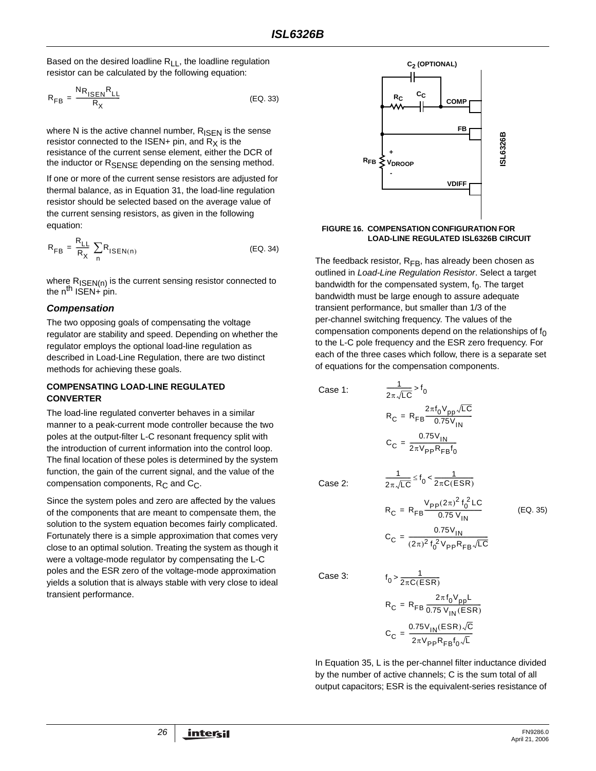Based on the desired loadline $R_{LL}$, the loadline regulation resistor can be calculated by the following equation:

$$R_{FB} = \frac{N R_{ISEN} R_{LL}}{R_X} \qquad \text{(EQ. 33)}$$

where N is the active channel number, $R_{ISEN}$ is the sense resistor connected to the ISEN+ pin, and $R_X$ is the resistance of the current sense element, either the DCR of the inductor or $R_{SENSE}$ depending on the sensing method.

If one or more of the current sense resistors are adjusted for thermal balance, as in Equation 31, the load-line regulation resistor should be selected based on the average value of the current sensing resistors, as given in the following equation:

$$R_{FB} = \frac{R_{LL}}{R_X} \sum_n R_{ISEN(n)} \qquad \text{(EQ. 34)}$$

where $R_{ISEN(n)}$ is the current sensing resistor connected to the $n^{th}$ ISEN+ pin.

### *Compensation*

The two opposing goals of compensating the voltage regulator are stability and speed. Depending on whether the regulator employs the optional load-line regulation as described in Load-Line Regulation, there are two distinct methods for achieving these goals.

#### COMPENSATING LOAD-LINE REGULATED CONVERTER

The load-line regulated converter behaves in a similar manner to a peak-current mode controller because the two poles at the output-filter L-C resonant frequency split with the introduction of current information into the control loop. The final location of these poles is determined by the system function, the gain of the current signal, and the value of the compensation components, $R_C$ and $C_C$.

Since the system poles and zero are affected by the values of the components that are meant to compensate them, the solution to the system equation becomes fairly complicated. Fortunately there is a simple approximation that comes very close to an optimal solution. Treating the system as though it were a voltage-mode regulator by compensating the L-C poles and the ESR zero of the voltage-mode approximation yields a solution that is always stable with very close to ideal transient performance.

**FIGURE 16. COMPENSATION CONFIGURATION FOR LOAD-LINE REGULATED ISL6326B CIRCUIT**

The feedback resistor, $R_{FB}$, has already been chosen as outlined in *Load-Line Regulation Resistor*. Select a target bandwidth for the compensated system, $f_0$. The target bandwidth must be large enough to assure adequate transient performance, but smaller than 1/3 of the per-channel switching frequency. The values of the compensation components depend on the relationships of $f_0$ to the L-C pole frequency and the ESR zero frequency. For each of the three cases which follow, there is a separate set of equations for the compensation components.

Case 1: $\frac{1}{2\pi\sqrt{LC}} > f_0$

$$R_C = R_{FB}\frac{2\pi f_0 V_{pp}\sqrt{LC}}{0.75V_{IN}}$$

$$C_C = \frac{0.75V_{IN}}{2\pi V_{PP} R_{FB} f_0}$$

Case 2: $\frac{1}{2\pi\sqrt{LC}} \le f_0 < \frac{1}{2\pi C(ESR)}$

$$R_C = R_{FB}\frac{V_{PP}(2\pi)^2 f_0^2 LC}{0.75\,V_{IN}} \qquad \text{(EQ. 35)}$$

$$C_C = \frac{0.75V_{IN}}{(2\pi)^2 f_0^2 V_{PP} R_{FB}\sqrt{LC}}$$

Case 3: $f_0 > \frac{1}{2\pi C(ESR)}$

$$R_C = R_{FB}\frac{2\pi f_0 V_{pp} L}{0.75\,V_{IN}(ESR)}$$

$$C_C = \frac{0.75V_{IN}(ESR)\sqrt{C}}{2\pi V_{PP} R_{FB} f_0 \sqrt{L}}$$

In Equation 35, L is the per-channel filter inductance divided by the number of active channels; C is the sum total of all output capacitors; ESR is the equivalent-series resistance of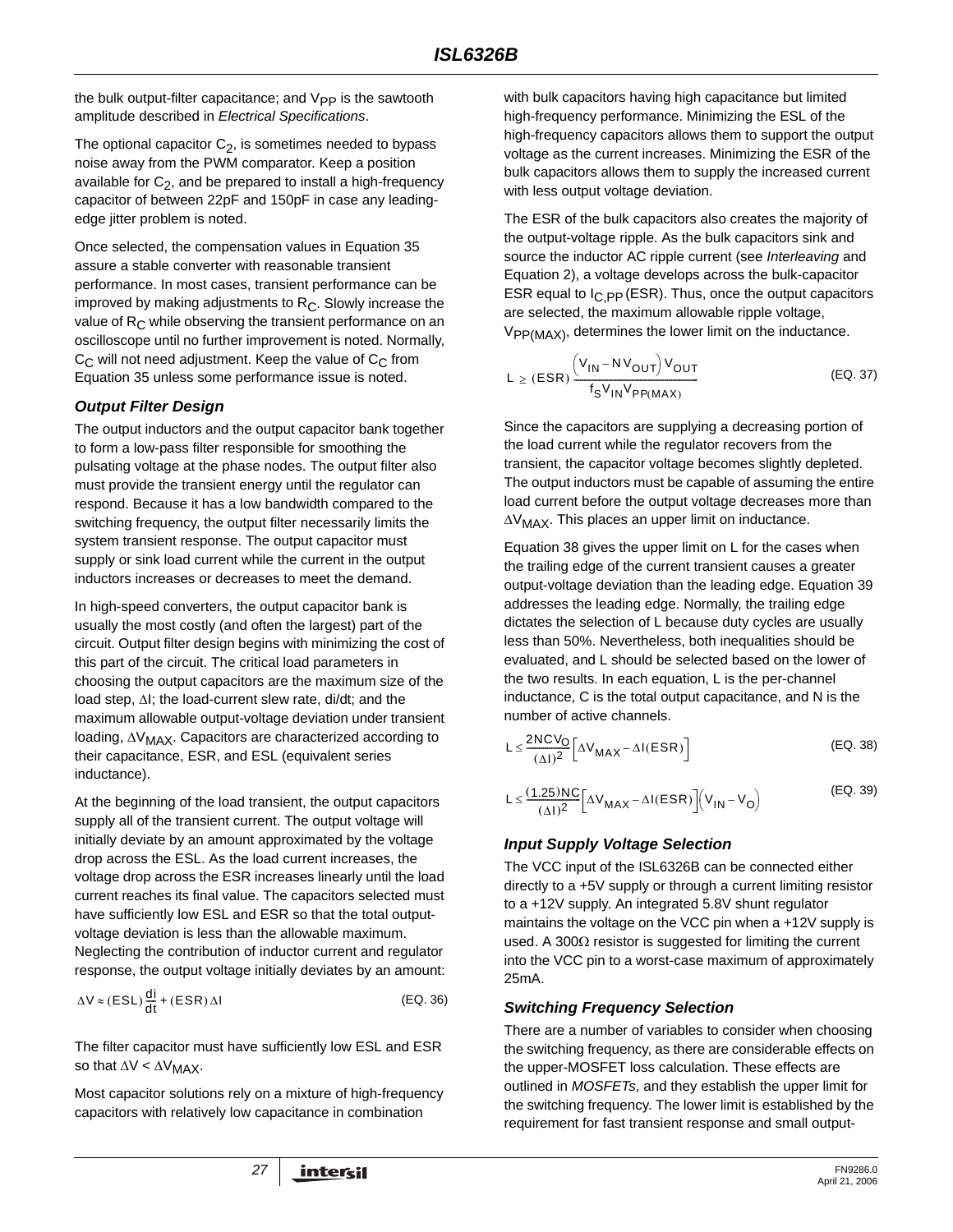the bulk output-filter capacitance; and $V_{PP}$ is the sawtooth amplitude described in *Electrical Specifications*.

The optional capacitor $C_2$, is sometimes needed to bypass noise away from the PWM comparator. Keep a position available for $C_2$, and be prepared to install a high-frequency capacitor of between 22pF and 150pF in case any leading-edge jitter problem is noted.

Once selected, the compensation values in Equation 35 assure a stable converter with reasonable transient performance. In most cases, transient performance can be improved by making adjustments to $R_C$. Slowly increase the value of $R_C$ while observing the transient performance on an oscilloscope until no further improvement is noted. Normally, $C_C$ will not need adjustment. Keep the value of $C_C$ from Equation 35 unless some performance issue is noted.

### *Output Filter Design*

The output inductors and the output capacitor bank together to form a low-pass filter responsible for smoothing the pulsating voltage at the phase nodes. The output filter also must provide the transient energy until the regulator can respond. Because it has a low bandwidth compared to the switching frequency, the output filter necessarily limits the system transient response. The output capacitor must supply or sink load current while the current in the output inductors increases or decreases to meet the demand.

In high-speed converters, the output capacitor bank is usually the most costly (and often the largest) part of the circuit. Output filter design begins with minimizing the cost of this part of the circuit. The critical load parameters in choosing the output capacitors are the maximum size of the load step, $\Delta I$; the load-current slew rate, di/dt; and the maximum allowable output-voltage deviation under transient loading, $\Delta V_{MAX}$. Capacitors are characterized according to their capacitance, ESR, and ESL (equivalent series inductance).

At the beginning of the load transient, the output capacitors supply all of the transient current. The output voltage will initially deviate by an amount approximated by the voltage drop across the ESL. As the load current increases, the voltage drop across the ESR increases linearly until the load current reaches its final value. The capacitors selected must have sufficiently low ESL and ESR so that the total output-voltage deviation is less than the allowable maximum. Neglecting the contribution of inductor current and regulator response, the output voltage initially deviates by an amount:

$$\Delta V \approx (ESL)\frac{di}{dt} + (ESR)\Delta I \quad \text{(EQ. 36)}$$

The filter capacitor must have sufficiently low ESL and ESR so that $\Delta V < \Delta V_{MAX}$.

Most capacitor solutions rely on a mixture of high-frequency capacitors with relatively low capacitance in combination with bulk capacitors having high capacitance but limited high-frequency performance. Minimizing the ESL of the high-frequency capacitors allows them to support the output voltage as the current increases. Minimizing the ESR of the bulk capacitors allows them to supply the increased current with less output voltage deviation.

The ESR of the bulk capacitors also creates the majority of the output-voltage ripple. As the bulk capacitors sink and source the inductor AC ripple current (see *Interleaving* and Equation 2), a voltage develops across the bulk-capacitor ESR equal to $I_{C,PP}$ (ESR). Thus, once the output capacitors are selected, the maximum allowable ripple voltage, $V_{PP(MAX)}$, determines the lower limit on the inductance.

$$L \geq (ESR)\frac{\left(V_{IN} - N V_{OUT}\right) V_{OUT}}{f_S V_{IN} V_{PP(MAX)}} \quad \text{(EQ. 37)}$$

Since the capacitors are supplying a decreasing portion of the load current while the regulator recovers from the transient, the capacitor voltage becomes slightly depleted. The output inductors must be capable of assuming the entire load current before the output voltage decreases more than $\Delta V_{MAX}$. This places an upper limit on inductance.

Equation 38 gives the upper limit on L for the cases when the trailing edge of the current transient causes a greater output-voltage deviation than the leading edge. Equation 39 addresses the leading edge. Normally, the trailing edge dictates the selection of L because duty cycles are usually less than 50%. Nevertheless, both inequalities should be evaluated, and L should be selected based on the lower of the two results. In each equation, L is the per-channel inductance, C is the total output capacitance, and N is the number of active channels.

$$L \leq \frac{2NCV_O}{(\Delta I)^2}\left[\Delta V_{MAX} - \Delta I(ESR)\right] \quad \text{(EQ. 38)}$$

$$L \leq \frac{(1.25)NC}{(\Delta I)^2}\left[\Delta V_{MAX} - \Delta I(ESR)\right]\left(V_{IN} - V_O\right) \quad \text{(EQ. 39)}$$

### *Input Supply Voltage Selection*

The VCC input of the ISL6326B can be connected either directly to a +5V supply or through a current limiting resistor to a +12V supply. An integrated 5.8V shunt regulator maintains the voltage on the VCC pin when a +12V supply is used. A 300Ω resistor is suggested for limiting the current into the VCC pin to a worst-case maximum of approximately 25mA.

### *Switching Frequency Selection*

There are a number of variables to consider when choosing the switching frequency, as there are considerable effects on the upper-MOSFET loss calculation. These effects are outlined in *MOSFETs*, and they establish the upper limit for the switching frequency. The lower limit is established by the requirement for fast transient response and small output-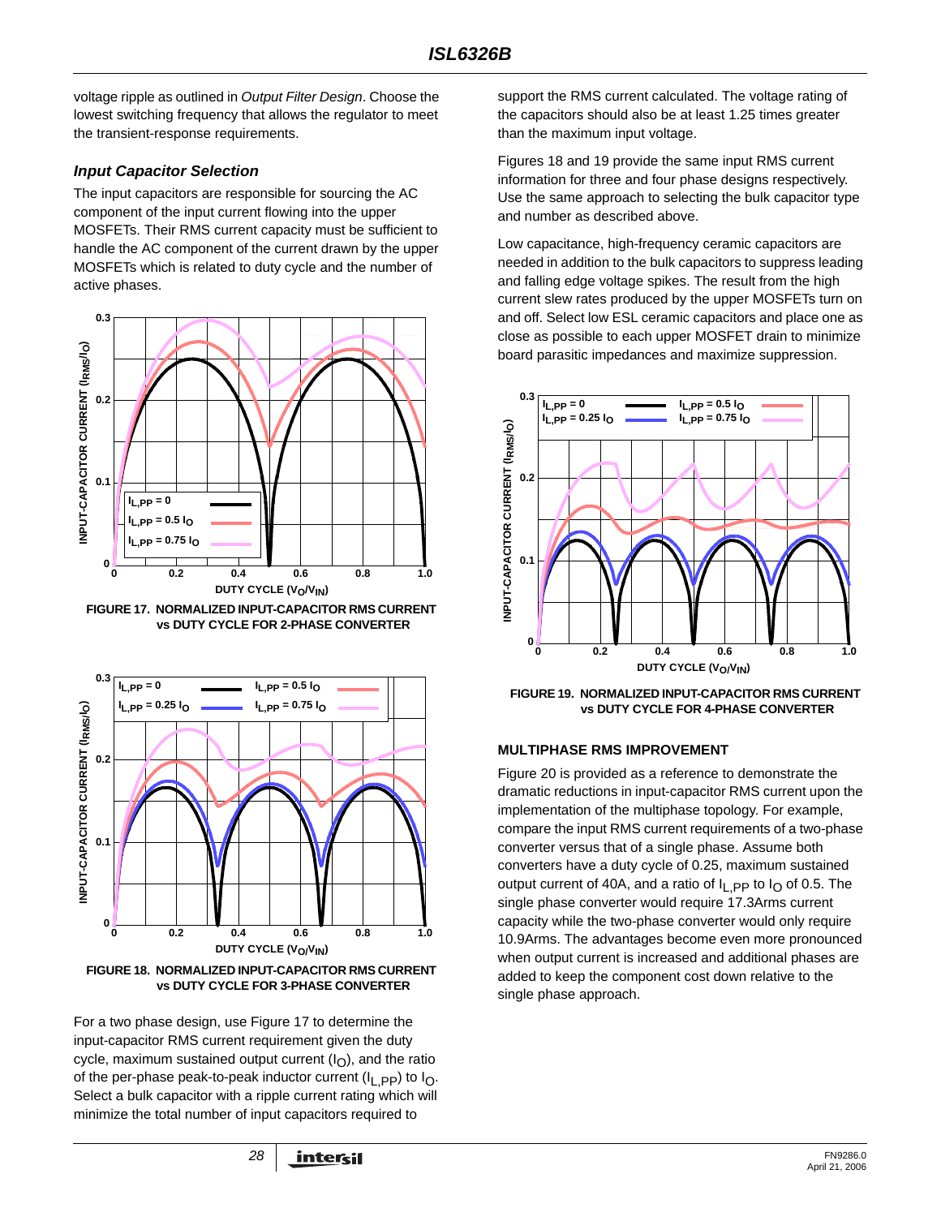voltage ripple as outlined in *Output Filter Design*. Choose the lowest switching frequency that allows the regulator to meet the transient-response requirements.

### *Input Capacitor Selection*

The input capacitors are responsible for sourcing the AC component of the input current flowing into the upper MOSFETs. Their RMS current capacity must be sufficient to handle the AC component of the current drawn by the upper MOSFETs which is related to duty cycle and the number of active phases.

**FIGURE 17. NORMALIZED INPUT-CAPACITOR RMS CURRENT vs DUTY CYCLE FOR 2-PHASE CONVERTER**

**FIGURE 18. NORMALIZED INPUT-CAPACITOR RMS CURRENT vs DUTY CYCLE FOR 3-PHASE CONVERTER**

For a two phase design, use Figure 17 to determine the input-capacitor RMS current requirement given the duty cycle, maximum sustained output current ($I_O$), and the ratio of the per-phase peak-to-peak inductor current ($I_{L,PP}$) to $I_O$. Select a bulk capacitor with a ripple current rating which will minimize the total number of input capacitors required to support the RMS current calculated. The voltage rating of the capacitors should also be at least 1.25 times greater than the maximum input voltage.

Figures 18 and 19 provide the same input RMS current information for three and four phase designs respectively. Use the same approach to selecting the bulk capacitor type and number as described above.

Low capacitance, high-frequency ceramic capacitors are needed in addition to the bulk capacitors to suppress leading and falling edge voltage spikes. The result from the high current slew rates produced by the upper MOSFETs turn on and off. Select low ESL ceramic capacitors and place one as close as possible to each upper MOSFET drain to minimize board parasitic impedances and maximize suppression.

**FIGURE 19. NORMALIZED INPUT-CAPACITOR RMS CURRENT vs DUTY CYCLE FOR 4-PHASE CONVERTER**

#### MULTIPHASE RMS IMPROVEMENT

Figure 20 is provided as a reference to demonstrate the dramatic reductions in input-capacitor RMS current upon the implementation of the multiphase topology. For example, compare the input RMS current requirements of a two-phase converter versus that of a single phase. Assume both converters have a duty cycle of 0.25, maximum sustained output current of 40A, and a ratio of $I_{L,PP}$ to $I_O$ of 0.5. The single phase converter would require 17.3Arms current capacity while the two-phase converter would only require 10.9Arms. The advantages become even more pronounced when output current is increased and additional phases are added to keep the component cost down relative to the single phase approach.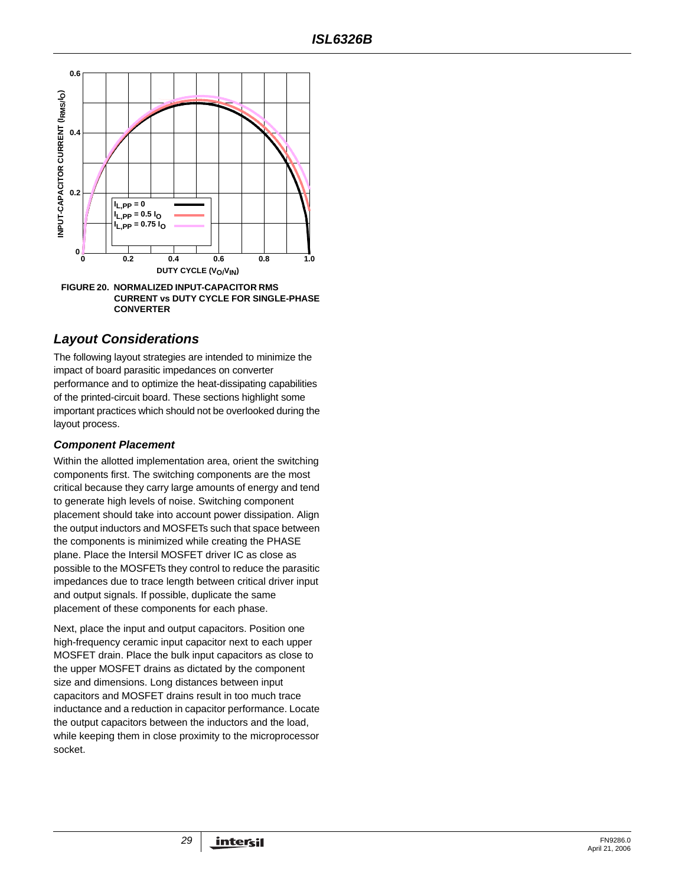FIGURE 20. NORMALIZED INPUT-CAPACITOR RMS CURRENT vs DUTY CYCLE FOR SINGLE-PHASE CONVERTER

## Layout Considerations

The following layout strategies are intended to minimize the impact of board parasitic impedances on converter performance and to optimize the heat-dissipating capabilities of the printed-circuit board. These sections highlight some important practices which should not be overlooked during the layout process.

### Component Placement

Within the allotted implementation area, orient the switching components first. The switching components are the most critical because they carry large amounts of energy and tend to generate high levels of noise. Switching component placement should take into account power dissipation. Align the output inductors and MOSFETs such that space between the components is minimized while creating the PHASE plane. Place the Intersil MOSFET driver IC as close as possible to the MOSFETs they control to reduce the parasitic impedances due to trace length between critical driver input and output signals. If possible, duplicate the same placement of these components for each phase.

Next, place the input and output capacitors. Position one high-frequency ceramic input capacitor next to each upper MOSFET drain. Place the bulk input capacitors as close to the upper MOSFET drains as dictated by the component size and dimensions. Long distances between input capacitors and MOSFET drains result in too much trace inductance and a reduction in capacitor performance. Locate the output capacitors between the inductors and the load, while keeping them in close proximity to the microprocessor socket.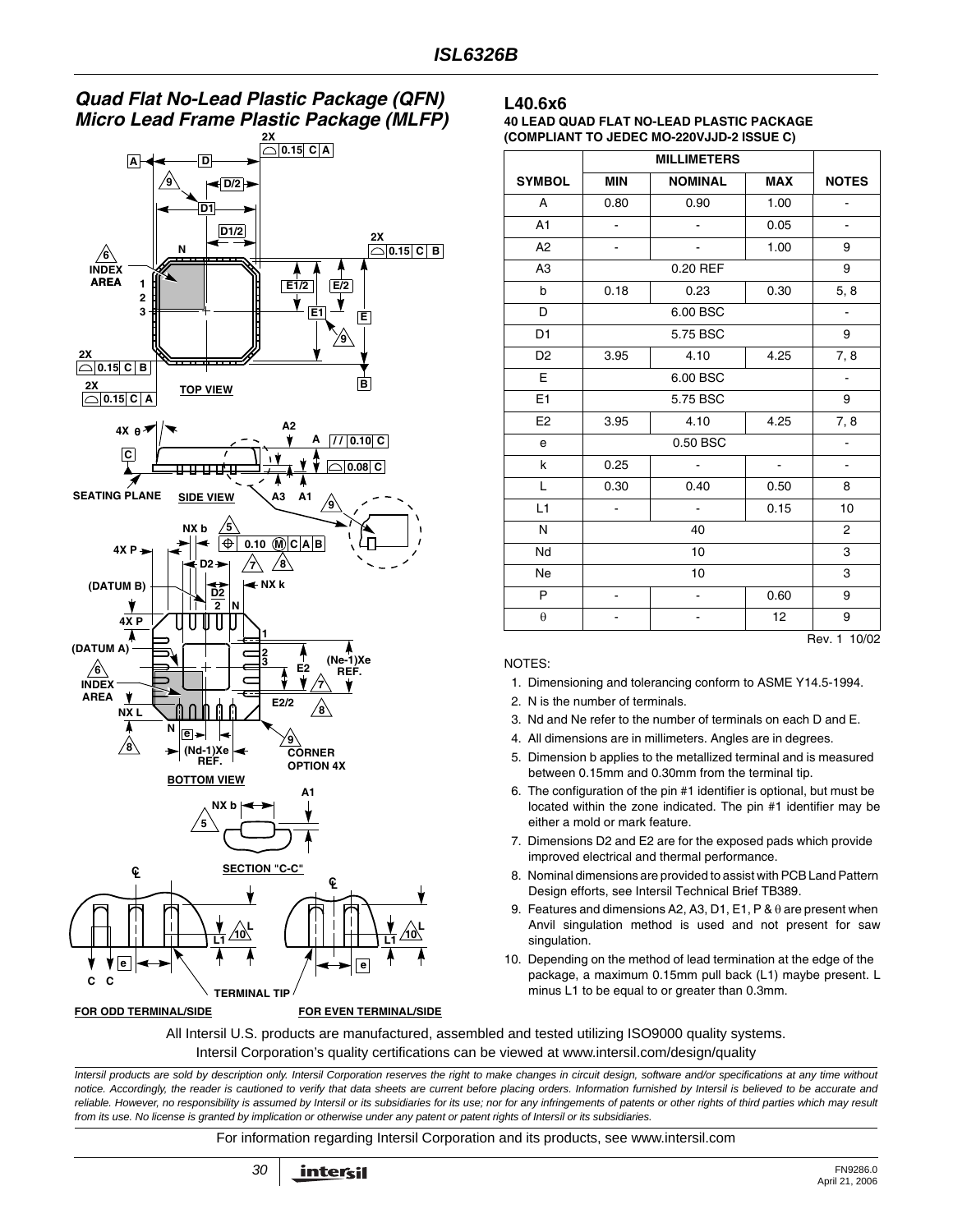## Quad Flat No-Lead Plastic Package (QFN) Micro Lead Frame Plastic Package (MLFP)

2X 0.15 C A

D

D/2

D1

D1/2

N

INDEX AREA

1
2
3

2X 0.15 C B

E1/2

E/2

E1

E

2X 0.15 C B

2X 0.15 C A

TOP VIEW

B

4X θ

A2

A

// 0.10 C

C

0.08 C

SEATING PLANE

SIDE VIEW

A3 A1

NX b

0.10 M C A B

4X P

D2

(DATUM B)

D2/2

N

NX k

4X P

1

(DATUM A)

2
3

E2

(Ne-1)Xe REF.

INDEX AREA

E2/2

NX L

N

e

(Nd-1)Xe REF.

CORNER OPTION 4X

BOTTOM VIEW

A1

NX b

SECTION "C-C"

L1

L

L1

L

e

e

C C

TERMINAL TIP

FOR ODD TERMINAL/SIDE

FOR EVEN TERMINAL/SIDE

### L40.6x6

**40 LEAD QUAD FLAT NO-LEAD PLASTIC PACKAGE (COMPLIANT TO JEDEC MO-220VJJD-2 ISSUE C)**

| SYMBOL | MILLIMETERS | | | NOTES |
|---|---|---|---|---|
| | MIN | NOMINAL | MAX | |
| A | 0.80 | 0.90 | 1.00 | - |
| A1 | - | - | 0.05 | - |
| A2 | - | - | 1.00 | 9 |
| A3 | | 0.20 REF | | 9 |
| b | 0.18 | 0.23 | 0.30 | 5, 8 |
| D | | 6.00 BSC | | - |
| D1 | | 5.75 BSC | | 9 |
| D2 | 3.95 | 4.10 | 4.25 | 7, 8 |
| E | | 6.00 BSC | | - |
| E1 | | 5.75 BSC | | 9 |
| E2 | 3.95 | 4.10 | 4.25 | 7, 8 |
| e | | 0.50 BSC | | - |
| k | 0.25 | - | - | - |
| L | 0.30 | 0.40 | 0.50 | 8 |
| L1 | - | - | 0.15 | 10 |
| N | | 40 | | 2 |
| Nd | | 10 | | 3 |
| Ne | | 10 | | 3 |
| P | - | - | 0.60 | 9 |
| θ | - | - | 12 | 9 |

Rev. 1 10/02

NOTES:

1. Dimensioning and tolerancing conform to ASME Y14.5-1994.
2. N is the number of terminals.
3. Nd and Ne refer to the number of terminals on each D and E.
4. All dimensions are in millimeters. Angles are in degrees.
5. Dimension b applies to the metallized terminal and is measured between 0.15mm and 0.30mm from the terminal tip.
6. The configuration of the pin #1 identifier is optional, but must be located within the zone indicated. The pin #1 identifier may be either a mold or mark feature.
7. Dimensions D2 and E2 are for the exposed pads which provide improved electrical and thermal performance.
8. Nominal dimensions are provided to assist with PCB Land Pattern Design efforts, see Intersil Technical Brief TB389.
9. Features and dimensions A2, A3, D1, E1, P & θ are present when Anvil singulation method is used and not present for saw singulation.
10. Depending on the method of lead termination at the edge of the package, a maximum 0.15mm pull back (L1) maybe present. L minus L1 to be equal to or greater than 0.3mm.

All Intersil U.S. products are manufactured, assembled and tested utilizing ISO9000 quality systems.
Intersil Corporation's quality certifications can be viewed at www.intersil.com/design/quality

*Intersil products are sold by description only. Intersil Corporation reserves the right to make changes in circuit design, software and/or specifications at any time without notice. Accordingly, the reader is cautioned to verify that data sheets are current before placing orders. Information furnished by Intersil is believed to be accurate and reliable. However, no responsibility is assumed by Intersil or its subsidiaries for its use; nor for any infringements of patents or other rights of third parties which may result from its use. No license is granted by implication or otherwise under any patent or patent rights of Intersil or its subsidiaries.*

For information regarding Intersil Corporation and its products, see www.intersil.com